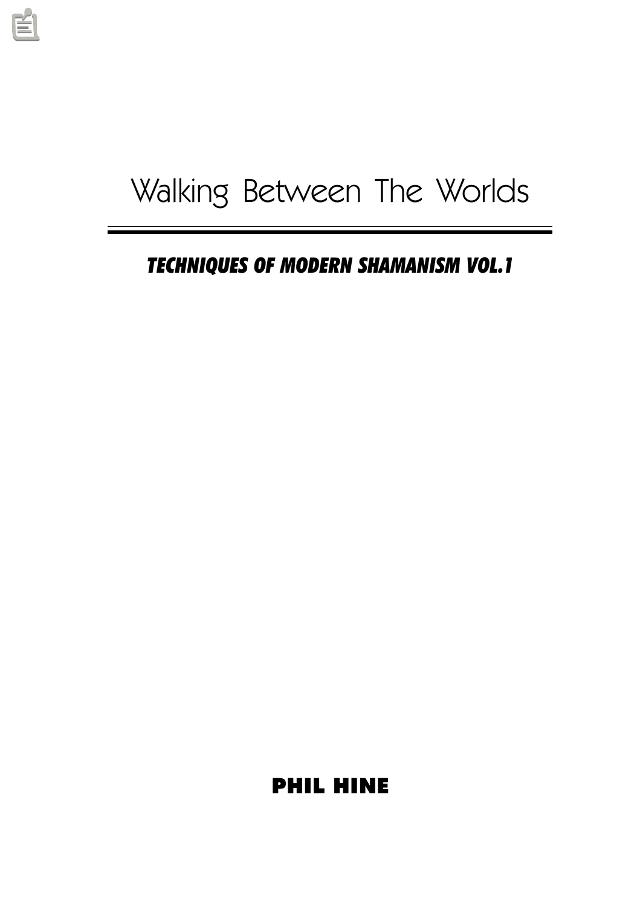# Walking Between The Worlds

## *TECHNIQUES OF MODERN SHAMANISM VOL.1*

**PHIL HINE**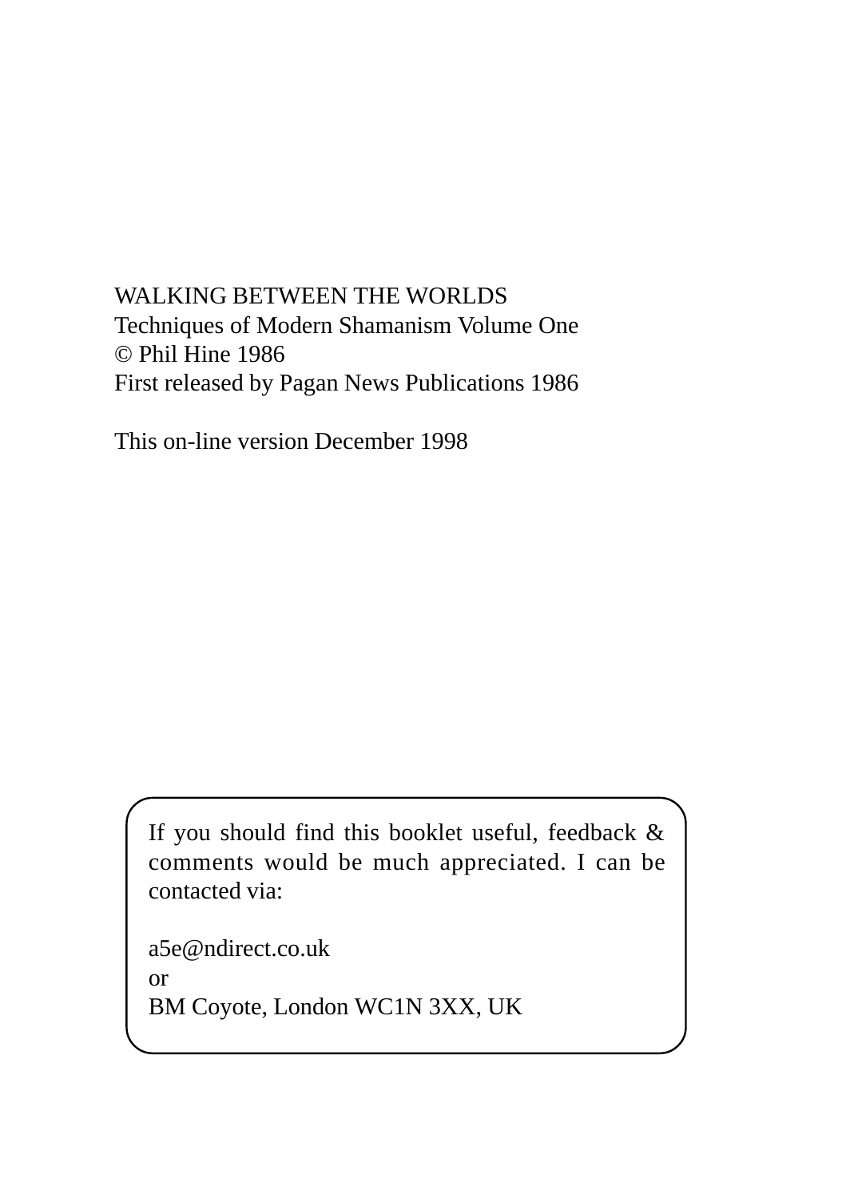WALKING BETWEEN THE WORLDS
Techniques of Modern Shamanism Volume One
© Phil Hine 1986
First released by Pagan News Publications 1986

This on-line version December 1998

If you should find this booklet useful, feedback & comments would be much appreciated. I can be contacted via:

a5e@ndirect.co.uk
or
BM Coyote, London WC1N 3XX, UK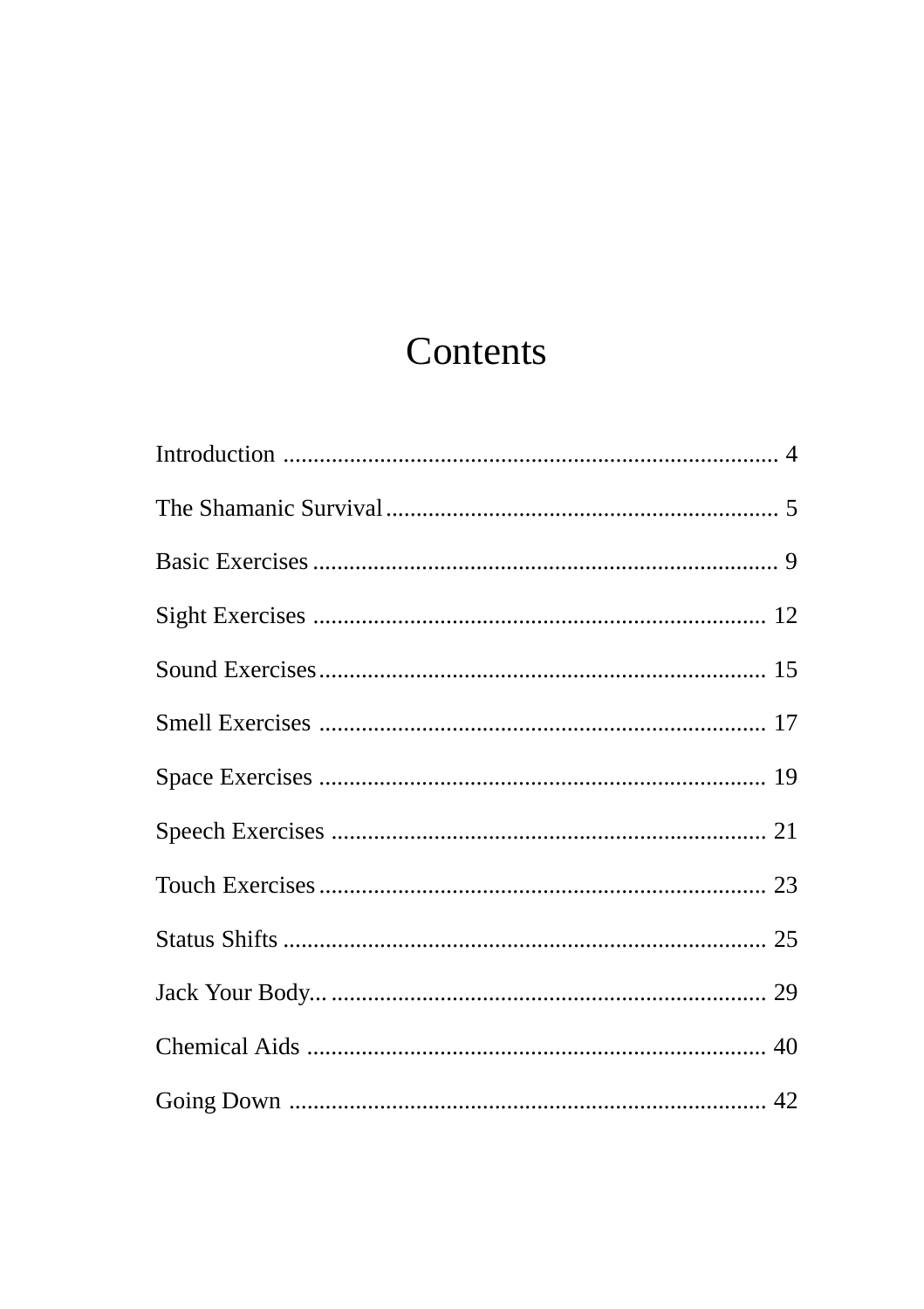# Contents

Introduction ........................................................................ 4

The Shamanic Survival ................................................................ 5

Basic Exercises ...................................................................... 9

Sight Exercises ...................................................................... 12

Sound Exercises ...................................................................... 15

Smell Exercises ...................................................................... 17

Space Exercises ...................................................................... 19

Speech Exercises ..................................................................... 21

Touch Exercises ...................................................................... 23

Status Shifts ........................................................................ 25

Jack Your Body... .................................................................... 29

Chemical Aids ........................................................................ 40

Going Down ........................................................................... 42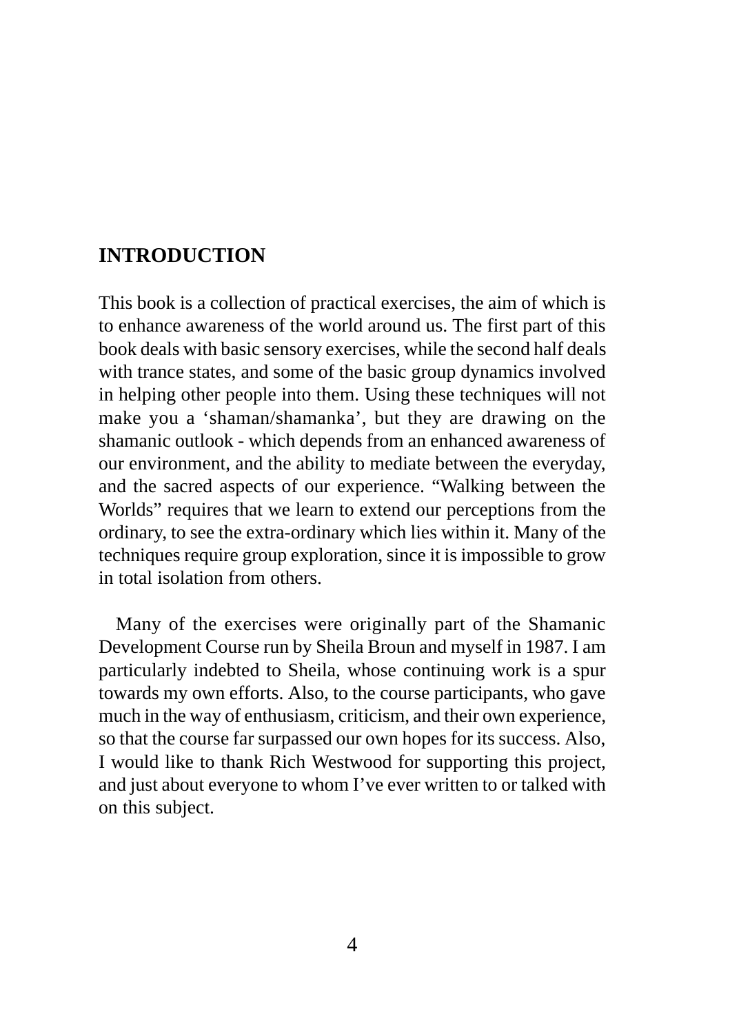## INTRODUCTION

This book is a collection of practical exercises, the aim of which is to enhance awareness of the world around us. The first part of this book deals with basic sensory exercises, while the second half deals with trance states, and some of the basic group dynamics involved in helping other people into them. Using these techniques will not make you a 'shaman/shamanka', but they are drawing on the shamanic outlook - which depends from an enhanced awareness of our environment, and the ability to mediate between the everyday, and the sacred aspects of our experience. "Walking between the Worlds" requires that we learn to extend our perceptions from the ordinary, to see the extra-ordinary which lies within it. Many of the techniques require group exploration, since it is impossible to grow in total isolation from others.

Many of the exercises were originally part of the Shamanic Development Course run by Sheila Broun and myself in 1987. I am particularly indebted to Sheila, whose continuing work is a spur towards my own efforts. Also, to the course participants, who gave much in the way of enthusiasm, criticism, and their own experience, so that the course far surpassed our own hopes for its success. Also, I would like to thank Rich Westwood for supporting this project, and just about everyone to whom I've ever written to or talked with on this subject.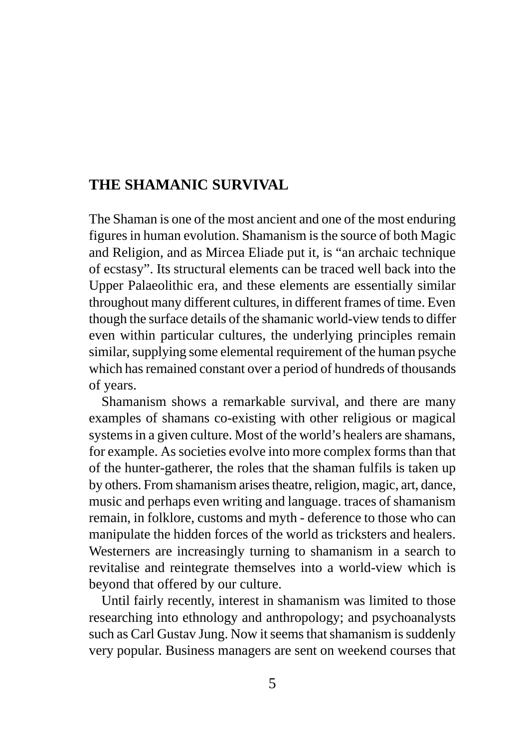# THE SHAMANIC SURVIVAL

The Shaman is one of the most ancient and one of the most enduring figures in human evolution. Shamanism is the source of both Magic and Religion, and as Mircea Eliade put it, is "an archaic technique of ecstasy". Its structural elements can be traced well back into the Upper Palaeolithic era, and these elements are essentially similar throughout many different cultures, in different frames of time. Even though the surface details of the shamanic world-view tends to differ even within particular cultures, the underlying principles remain similar, supplying some elemental requirement of the human psyche which has remained constant over a period of hundreds of thousands of years.

Shamanism shows a remarkable survival, and there are many examples of shamans co-existing with other religious or magical systems in a given culture. Most of the world's healers are shamans, for example. As societies evolve into more complex forms than that of the hunter-gatherer, the roles that the shaman fulfils is taken up by others. From shamanism arises theatre, religion, magic, art, dance, music and perhaps even writing and language. traces of shamanism remain, in folklore, customs and myth - deference to those who can manipulate the hidden forces of the world as tricksters and healers. Westerners are increasingly turning to shamanism in a search to revitalise and reintegrate themselves into a world-view which is beyond that offered by our culture.

Until fairly recently, interest in shamanism was limited to those researching into ethnology and anthropology; and psychoanalysts such as Carl Gustav Jung. Now it seems that shamanism is suddenly very popular. Business managers are sent on weekend courses that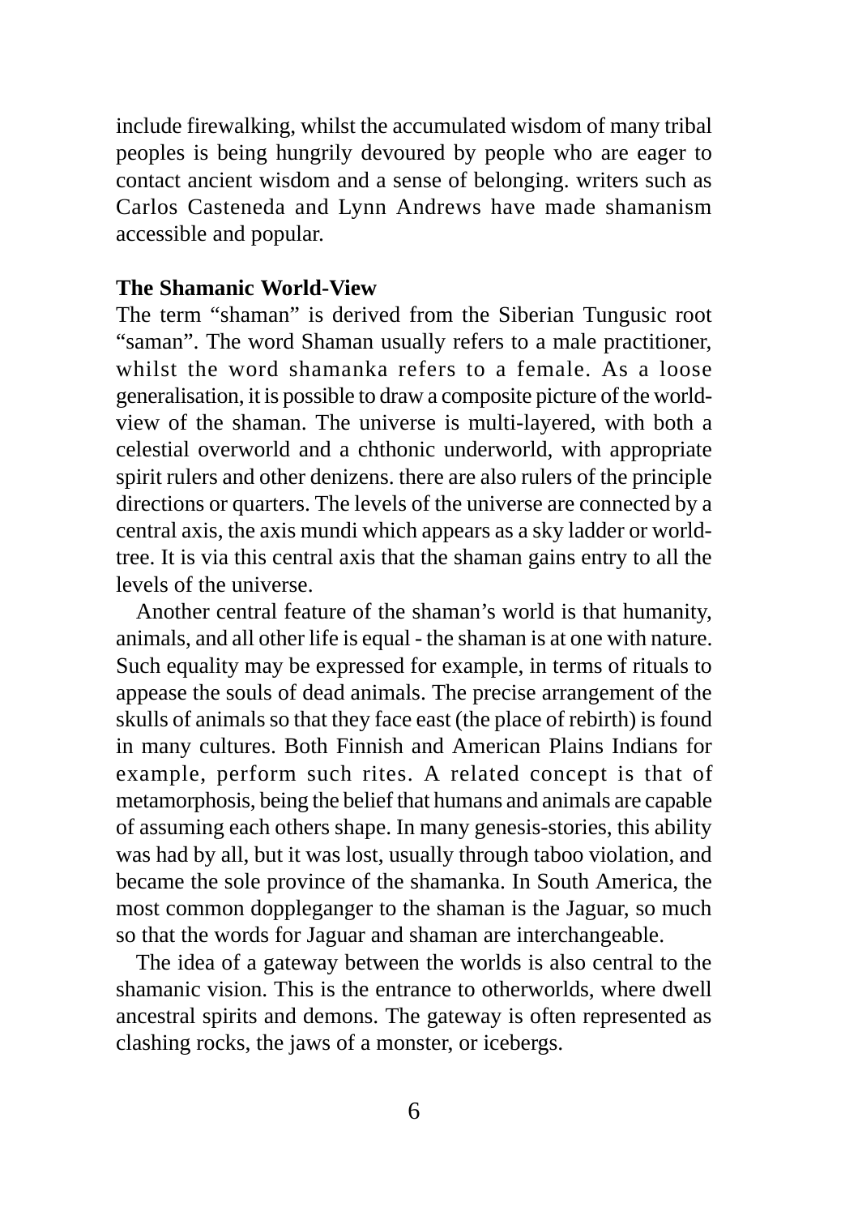include firewalking, whilst the accumulated wisdom of many tribal peoples is being hungrily devoured by people who are eager to contact ancient wisdom and a sense of belonging. writers such as Carlos Casteneda and Lynn Andrews have made shamanism accessible and popular.

**The Shamanic World-View**

The term "shaman" is derived from the Siberian Tungusic root "saman". The word Shaman usually refers to a male practitioner, whilst the word shamanka refers to a female. As a loose generalisation, it is possible to draw a composite picture of the world-view of the shaman. The universe is multi-layered, with both a celestial overworld and a chthonic underworld, with appropriate spirit rulers and other denizens. there are also rulers of the principle directions or quarters. The levels of the universe are connected by a central axis, the axis mundi which appears as a sky ladder or world-tree. It is via this central axis that the shaman gains entry to all the levels of the universe.

Another central feature of the shaman's world is that humanity, animals, and all other life is equal - the shaman is at one with nature. Such equality may be expressed for example, in terms of rituals to appease the souls of dead animals. The precise arrangement of the skulls of animals so that they face east (the place of rebirth) is found in many cultures. Both Finnish and American Plains Indians for example, perform such rites. A related concept is that of metamorphosis, being the belief that humans and animals are capable of assuming each others shape. In many genesis-stories, this ability was had by all, but it was lost, usually through taboo violation, and became the sole province of the shamanka. In South America, the most common doppleganger to the shaman is the Jaguar, so much so that the words for Jaguar and shaman are interchangeable.

The idea of a gateway between the worlds is also central to the shamanic vision. This is the entrance to otherworlds, where dwell ancestral spirits and demons. The gateway is often represented as clashing rocks, the jaws of a monster, or icebergs.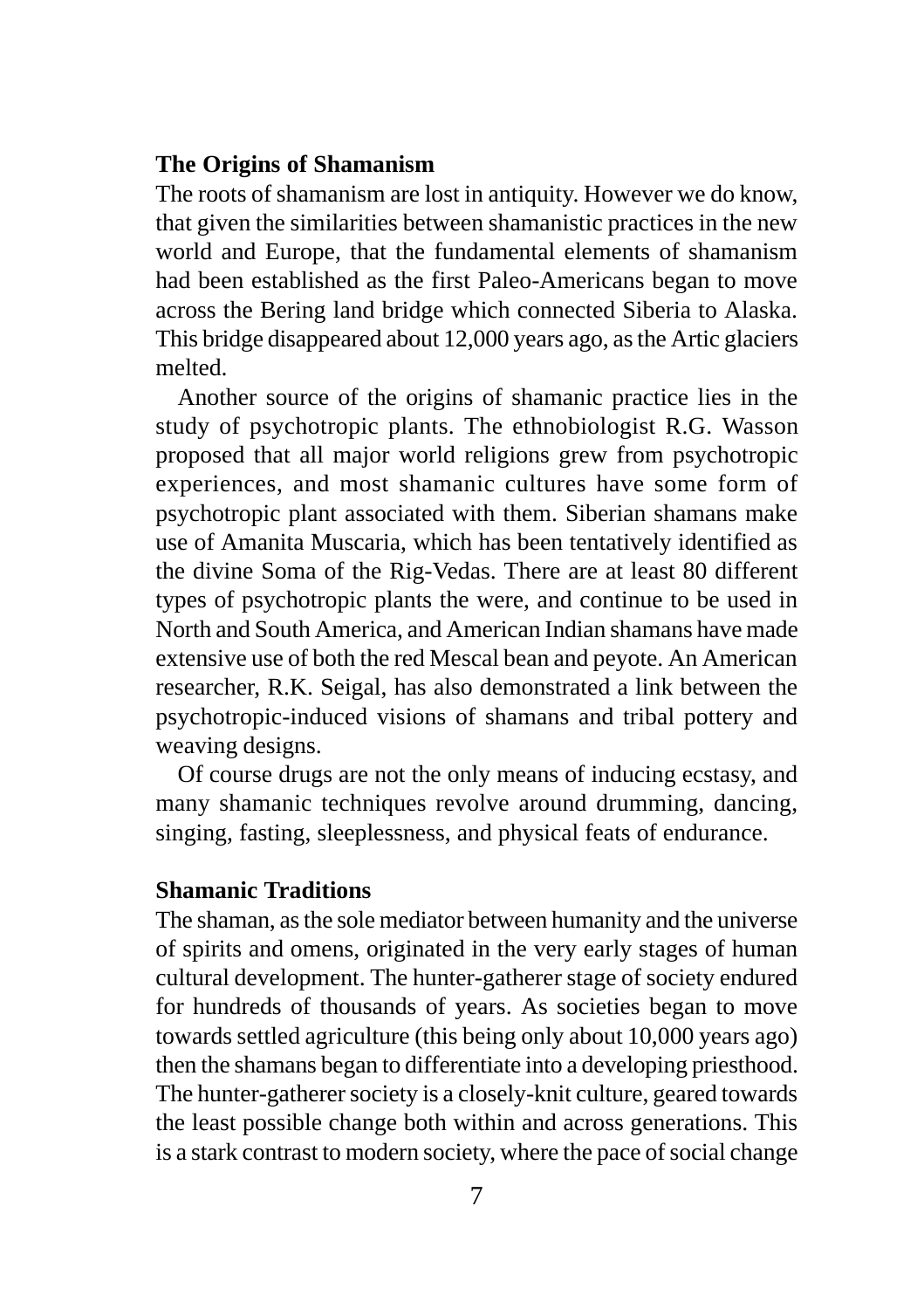## The Origins of Shamanism

The roots of shamanism are lost in antiquity. However we do know, that given the similarities between shamanistic practices in the new world and Europe, that the fundamental elements of shamanism had been established as the first Paleo-Americans began to move across the Bering land bridge which connected Siberia to Alaska. This bridge disappeared about 12,000 years ago, as the Artic glaciers melted.

Another source of the origins of shamanic practice lies in the study of psychotropic plants. The ethnobiologist R.G. Wasson proposed that all major world religions grew from psychotropic experiences, and most shamanic cultures have some form of psychotropic plant associated with them. Siberian shamans make use of Amanita Muscaria, which has been tentatively identified as the divine Soma of the Rig-Vedas. There are at least 80 different types of psychotropic plants the were, and continue to be used in North and South America, and American Indian shamans have made extensive use of both the red Mescal bean and peyote. An American researcher, R.K. Seigal, has also demonstrated a link between the psychotropic-induced visions of shamans and tribal pottery and weaving designs.

Of course drugs are not the only means of inducing ecstasy, and many shamanic techniques revolve around drumming, dancing, singing, fasting, sleeplessness, and physical feats of endurance.

## Shamanic Traditions

The shaman, as the sole mediator between humanity and the universe of spirits and omens, originated in the very early stages of human cultural development. The hunter-gatherer stage of society endured for hundreds of thousands of years. As societies began to move towards settled agriculture (this being only about 10,000 years ago) then the shamans began to differentiate into a developing priesthood. The hunter-gatherer society is a closely-knit culture, geared towards the least possible change both within and across generations. This is a stark contrast to modern society, where the pace of social change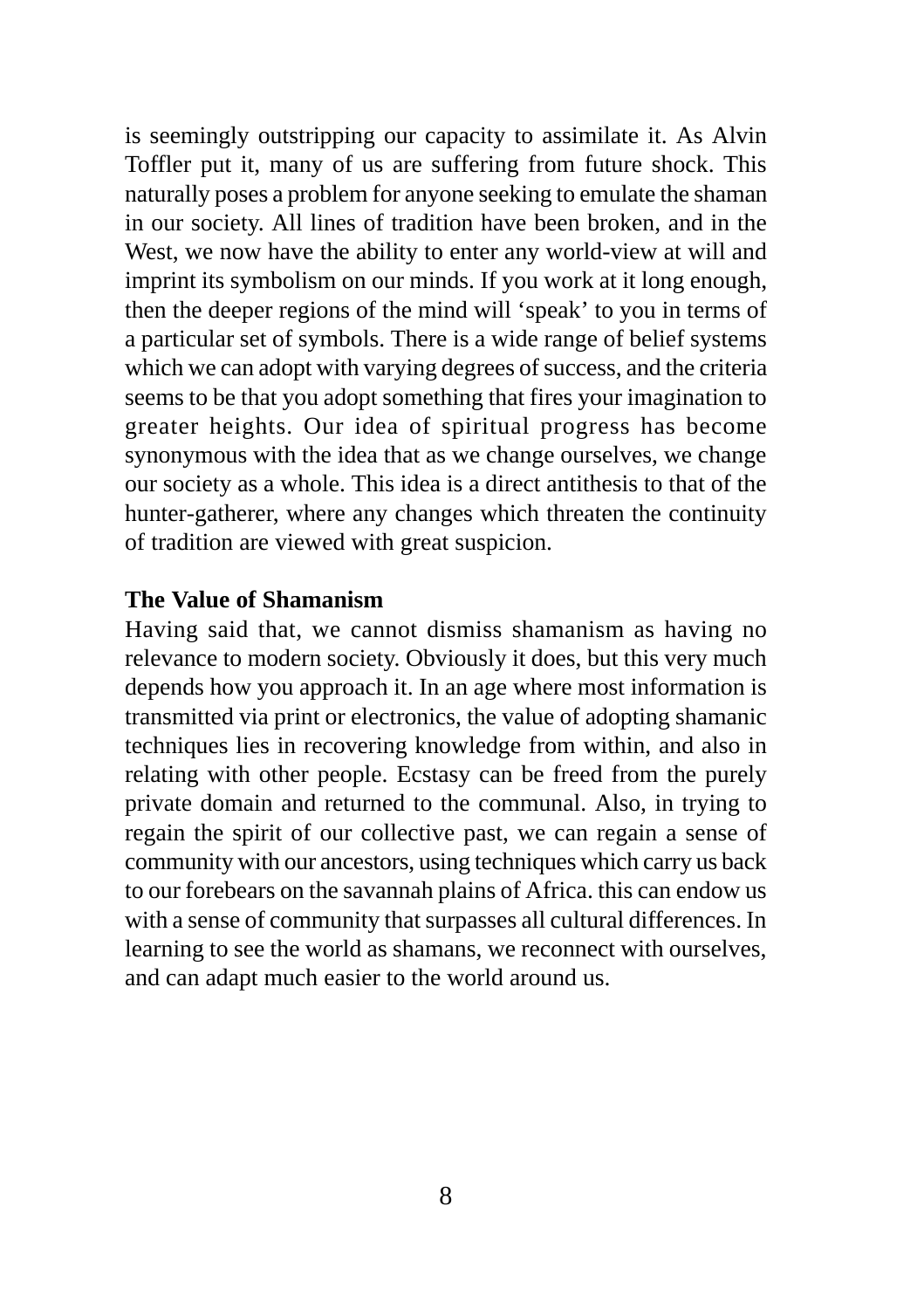is seemingly outstripping our capacity to assimilate it. As Alvin Toffler put it, many of us are suffering from future shock. This naturally poses a problem for anyone seeking to emulate the shaman in our society. All lines of tradition have been broken, and in the West, we now have the ability to enter any world-view at will and imprint its symbolism on our minds. If you work at it long enough, then the deeper regions of the mind will 'speak' to you in terms of a particular set of symbols. There is a wide range of belief systems which we can adopt with varying degrees of success, and the criteria seems to be that you adopt something that fires your imagination to greater heights. Our idea of spiritual progress has become synonymous with the idea that as we change ourselves, we change our society as a whole. This idea is a direct antithesis to that of the hunter-gatherer, where any changes which threaten the continuity of tradition are viewed with great suspicion.

**The Value of Shamanism**

Having said that, we cannot dismiss shamanism as having no relevance to modern society. Obviously it does, but this very much depends how you approach it. In an age where most information is transmitted via print or electronics, the value of adopting shamanic techniques lies in recovering knowledge from within, and also in relating with other people. Ecstasy can be freed from the purely private domain and returned to the communal. Also, in trying to regain the spirit of our collective past, we can regain a sense of community with our ancestors, using techniques which carry us back to our forebears on the savannah plains of Africa. this can endow us with a sense of community that surpasses all cultural differences. In learning to see the world as shamans, we reconnect with ourselves, and can adapt much easier to the world around us.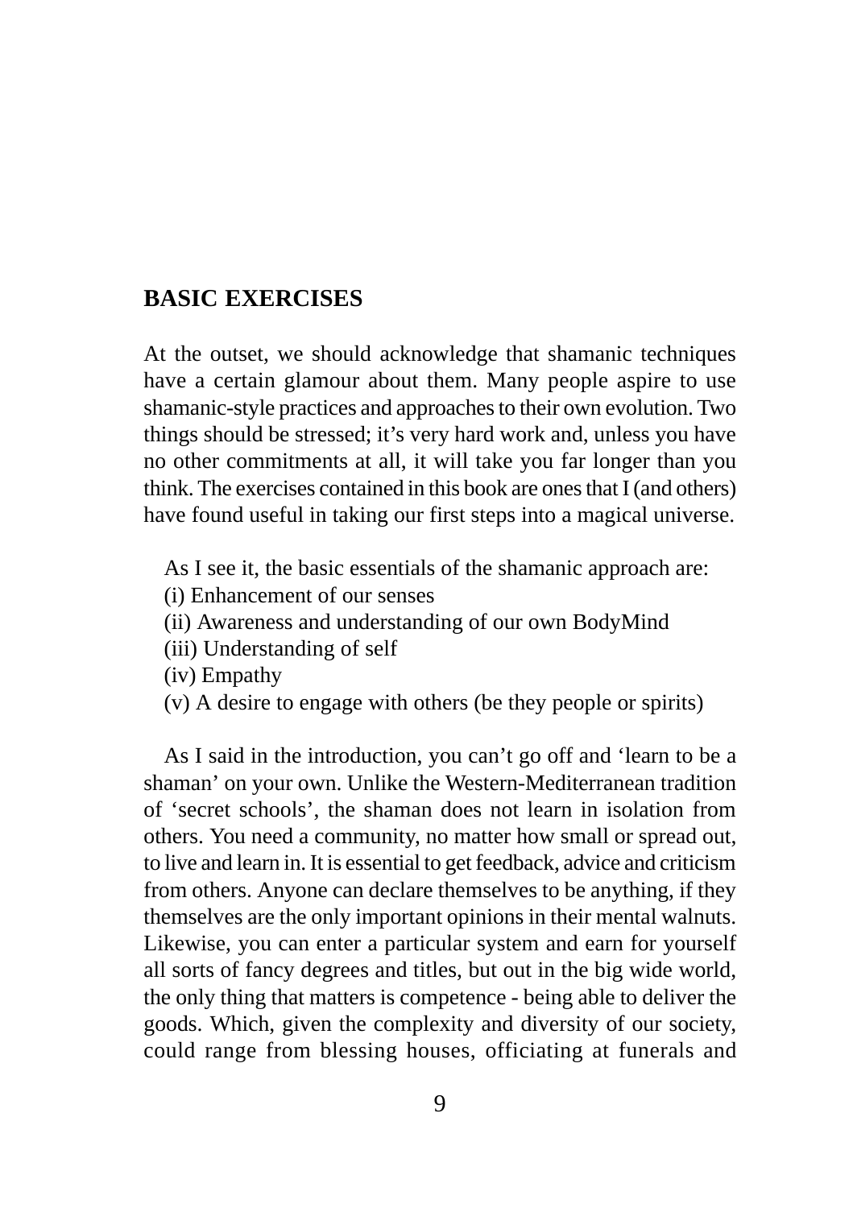## BASIC EXERCISES

At the outset, we should acknowledge that shamanic techniques have a certain glamour about them. Many people aspire to use shamanic-style practices and approaches to their own evolution. Two things should be stressed; it's very hard work and, unless you have no other commitments at all, it will take you far longer than you think. The exercises contained in this book are ones that I (and others) have found useful in taking our first steps into a magical universe.

As I see it, the basic essentials of the shamanic approach are:
(i) Enhancement of our senses
(ii) Awareness and understanding of our own BodyMind
(iii) Understanding of self
(iv) Empathy
(v) A desire to engage with others (be they people or spirits)

As I said in the introduction, you can't go off and 'learn to be a shaman' on your own. Unlike the Western-Mediterranean tradition of 'secret schools', the shaman does not learn in isolation from others. You need a community, no matter how small or spread out, to live and learn in. It is essential to get feedback, advice and criticism from others. Anyone can declare themselves to be anything, if they themselves are the only important opinions in their mental walnuts. Likewise, you can enter a particular system and earn for yourself all sorts of fancy degrees and titles, but out in the big wide world, the only thing that matters is competence - being able to deliver the goods. Which, given the complexity and diversity of our society, could range from blessing houses, officiating at funerals and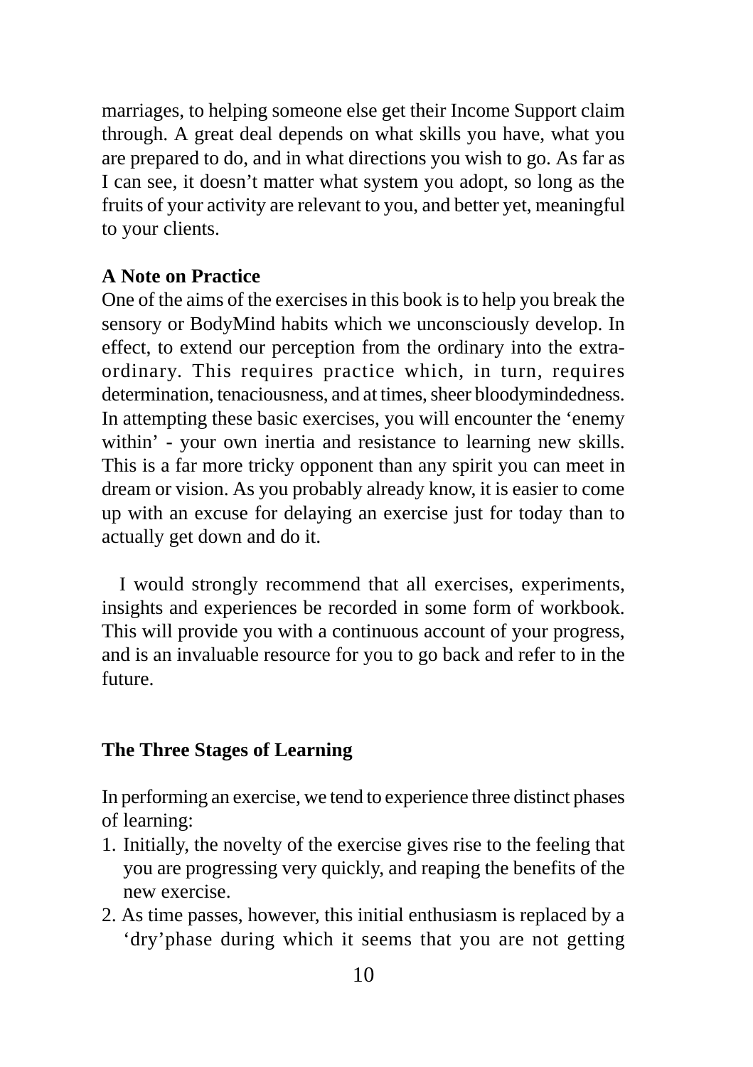marriages, to helping someone else get their Income Support claim through. A great deal depends on what skills you have, what you are prepared to do, and in what directions you wish to go. As far as I can see, it doesn't matter what system you adopt, so long as the fruits of your activity are relevant to you, and better yet, meaningful to your clients.

**A Note on Practice**

One of the aims of the exercises in this book is to help you break the sensory or BodyMind habits which we unconsciously develop. In effect, to extend our perception from the ordinary into the extra-ordinary. This requires practice which, in turn, requires determination, tenaciousness, and at times, sheer bloodymindedness. In attempting these basic exercises, you will encounter the 'enemy within' - your own inertia and resistance to learning new skills. This is a far more tricky opponent than any spirit you can meet in dream or vision. As you probably already know, it is easier to come up with an excuse for delaying an exercise just for today than to actually get down and do it.

I would strongly recommend that all exercises, experiments, insights and experiences be recorded in some form of workbook. This will provide you with a continuous account of your progress, and is an invaluable resource for you to go back and refer to in the future.

**The Three Stages of Learning**

In performing an exercise, we tend to experience three distinct phases of learning:

1. Initially, the novelty of the exercise gives rise to the feeling that you are progressing very quickly, and reaping the benefits of the new exercise.
2. As time passes, however, this initial enthusiasm is replaced by a 'dry'phase during which it seems that you are not getting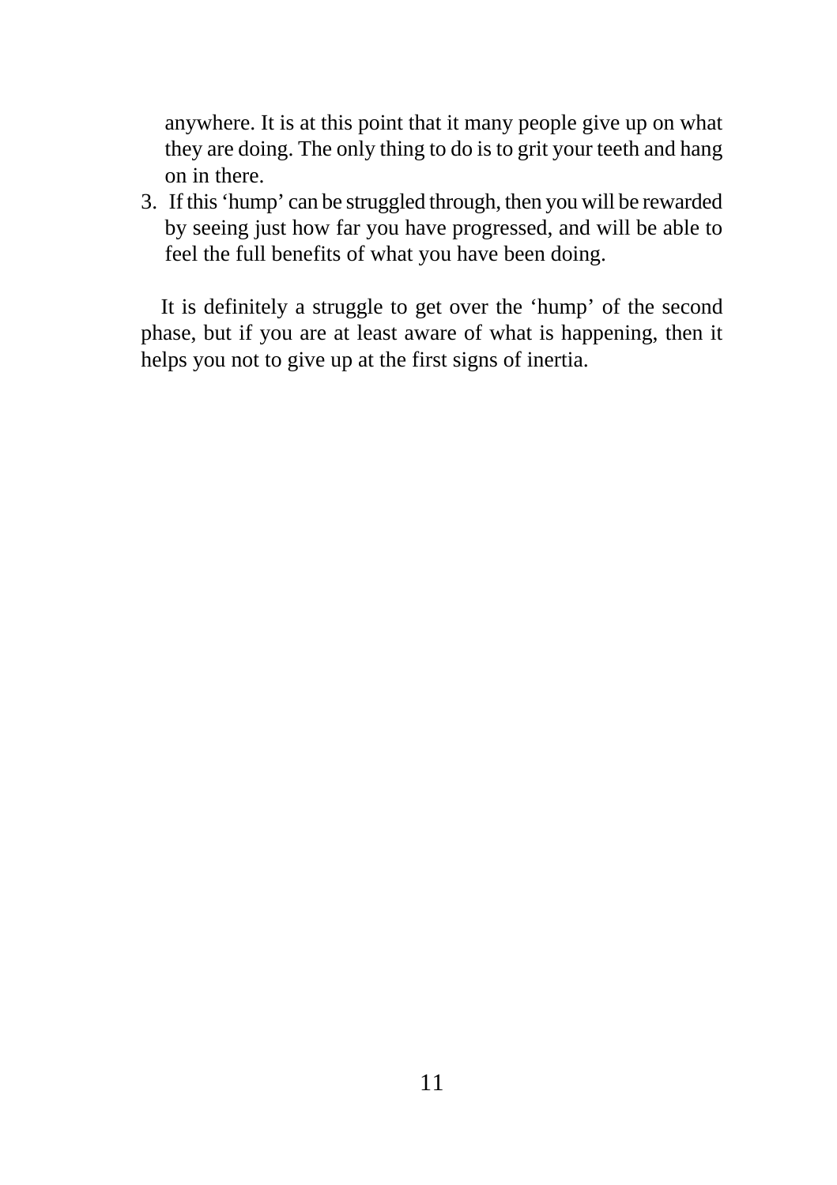anywhere. It is at this point that it many people give up on what they are doing. The only thing to do is to grit your teeth and hang on in there.

3. If this 'hump' can be struggled through, then you will be rewarded by seeing just how far you have progressed, and will be able to feel the full benefits of what you have been doing.

It is definitely a struggle to get over the 'hump' of the second phase, but if you are at least aware of what is happening, then it helps you not to give up at the first signs of inertia.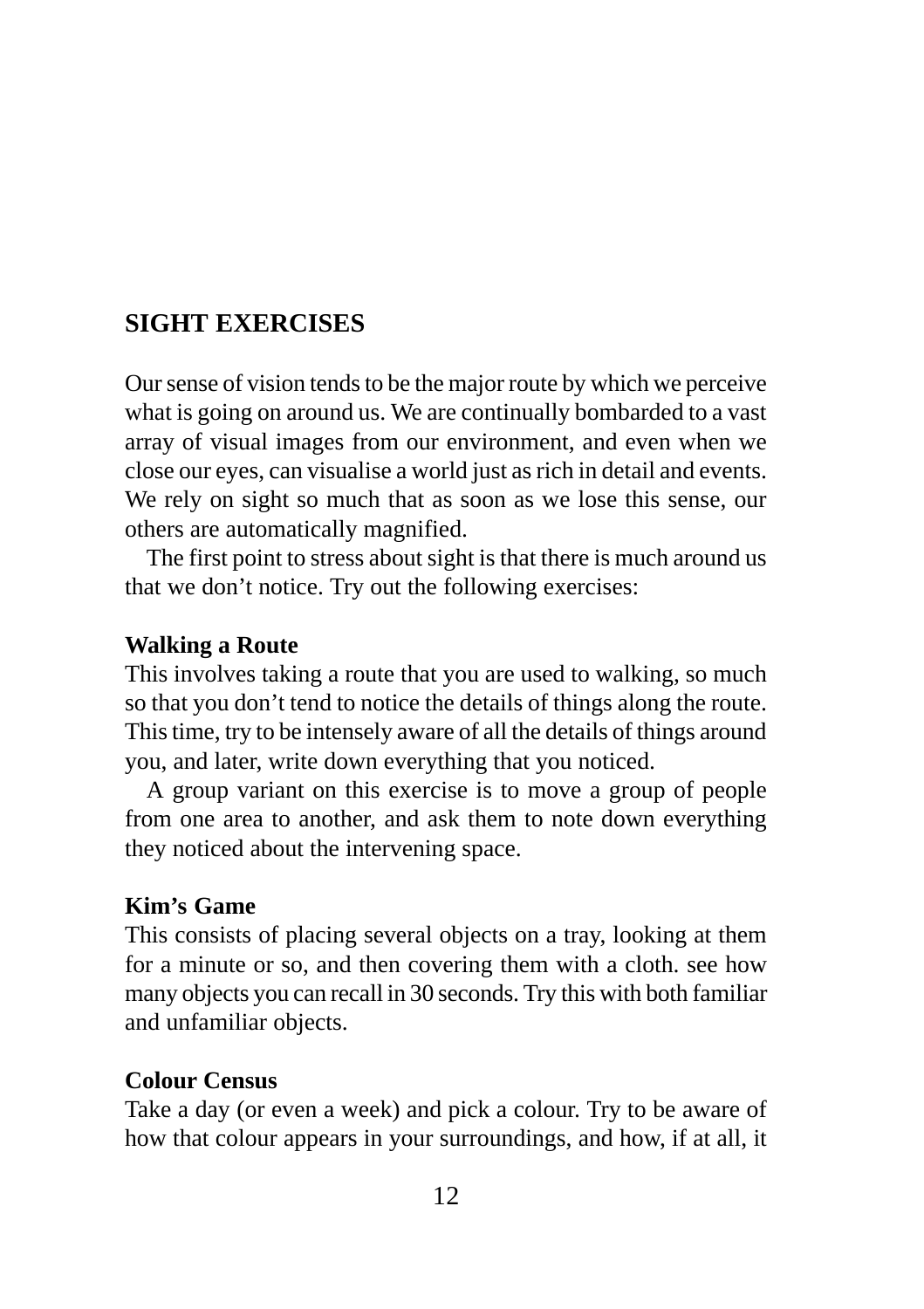## SIGHT EXERCISES

Our sense of vision tends to be the major route by which we perceive what is going on around us. We are continually bombarded to a vast array of visual images from our environment, and even when we close our eyes, can visualise a world just as rich in detail and events. We rely on sight so much that as soon as we lose this sense, our others are automatically magnified.

The first point to stress about sight is that there is much around us that we don't notice. Try out the following exercises:

### Walking a Route

This involves taking a route that you are used to walking, so much so that you don't tend to notice the details of things along the route. This time, try to be intensely aware of all the details of things around you, and later, write down everything that you noticed.

A group variant on this exercise is to move a group of people from one area to another, and ask them to note down everything they noticed about the intervening space.

### Kim's Game

This consists of placing several objects on a tray, looking at them for a minute or so, and then covering them with a cloth. see how many objects you can recall in 30 seconds. Try this with both familiar and unfamiliar objects.

### Colour Census

Take a day (or even a week) and pick a colour. Try to be aware of how that colour appears in your surroundings, and how, if at all, it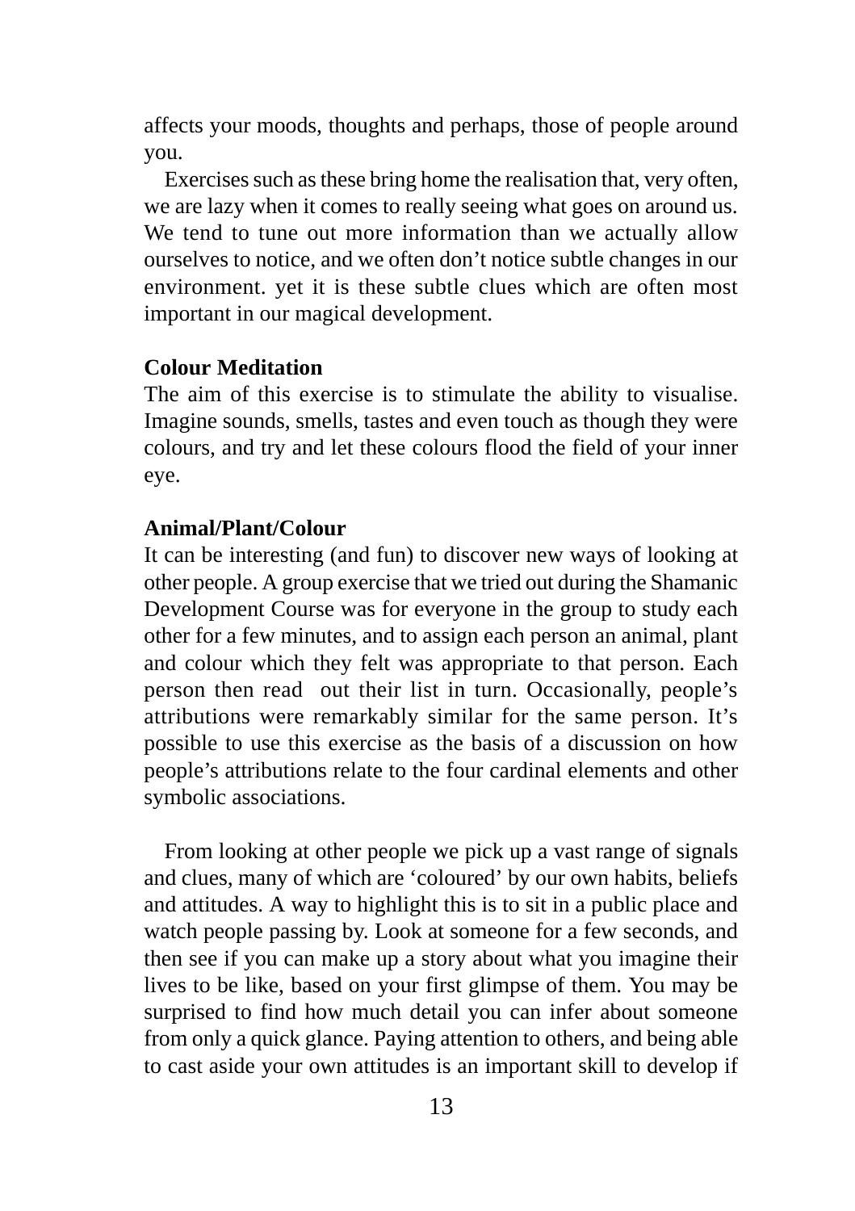affects your moods, thoughts and perhaps, those of people around you.

Exercises such as these bring home the realisation that, very often, we are lazy when it comes to really seeing what goes on around us. We tend to tune out more information than we actually allow ourselves to notice, and we often don't notice subtle changes in our environment. yet it is these subtle clues which are often most important in our magical development.

**Colour Meditation**

The aim of this exercise is to stimulate the ability to visualise. Imagine sounds, smells, tastes and even touch as though they were colours, and try and let these colours flood the field of your inner eye.

**Animal/Plant/Colour**

It can be interesting (and fun) to discover new ways of looking at other people. A group exercise that we tried out during the Shamanic Development Course was for everyone in the group to study each other for a few minutes, and to assign each person an animal, plant and colour which they felt was appropriate to that person. Each person then read out their list in turn. Occasionally, people's attributions were remarkably similar for the same person. It's possible to use this exercise as the basis of a discussion on how people's attributions relate to the four cardinal elements and other symbolic associations.

From looking at other people we pick up a vast range of signals and clues, many of which are 'coloured' by our own habits, beliefs and attitudes. A way to highlight this is to sit in a public place and watch people passing by. Look at someone for a few seconds, and then see if you can make up a story about what you imagine their lives to be like, based on your first glimpse of them. You may be surprised to find how much detail you can infer about someone from only a quick glance. Paying attention to others, and being able to cast aside your own attitudes is an important skill to develop if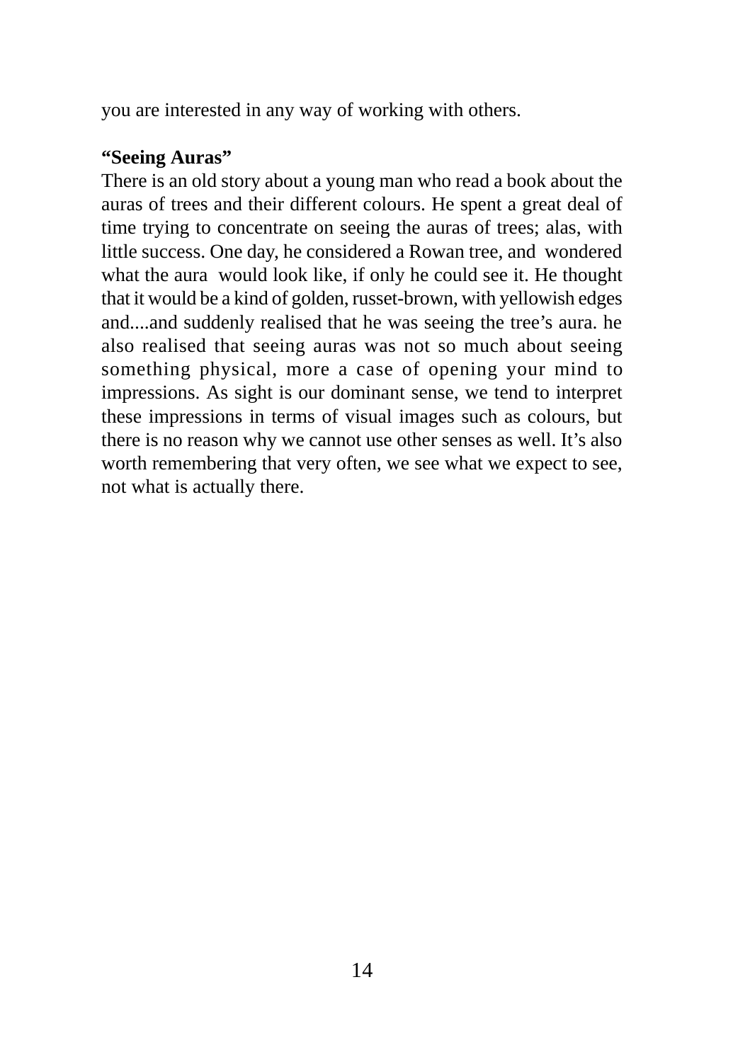you are interested in any way of working with others.

**“Seeing Auras”**

There is an old story about a young man who read a book about the auras of trees and their different colours. He spent a great deal of time trying to concentrate on seeing the auras of trees; alas, with little success. One day, he considered a Rowan tree, and wondered what the aura would look like, if only he could see it. He thought that it would be a kind of golden, russet-brown, with yellowish edges and....and suddenly realised that he was seeing the tree’s aura. he also realised that seeing auras was not so much about seeing something physical, more a case of opening your mind to impressions. As sight is our dominant sense, we tend to interpret these impressions in terms of visual images such as colours, but there is no reason why we cannot use other senses as well. It’s also worth remembering that very often, we see what we expect to see, not what is actually there.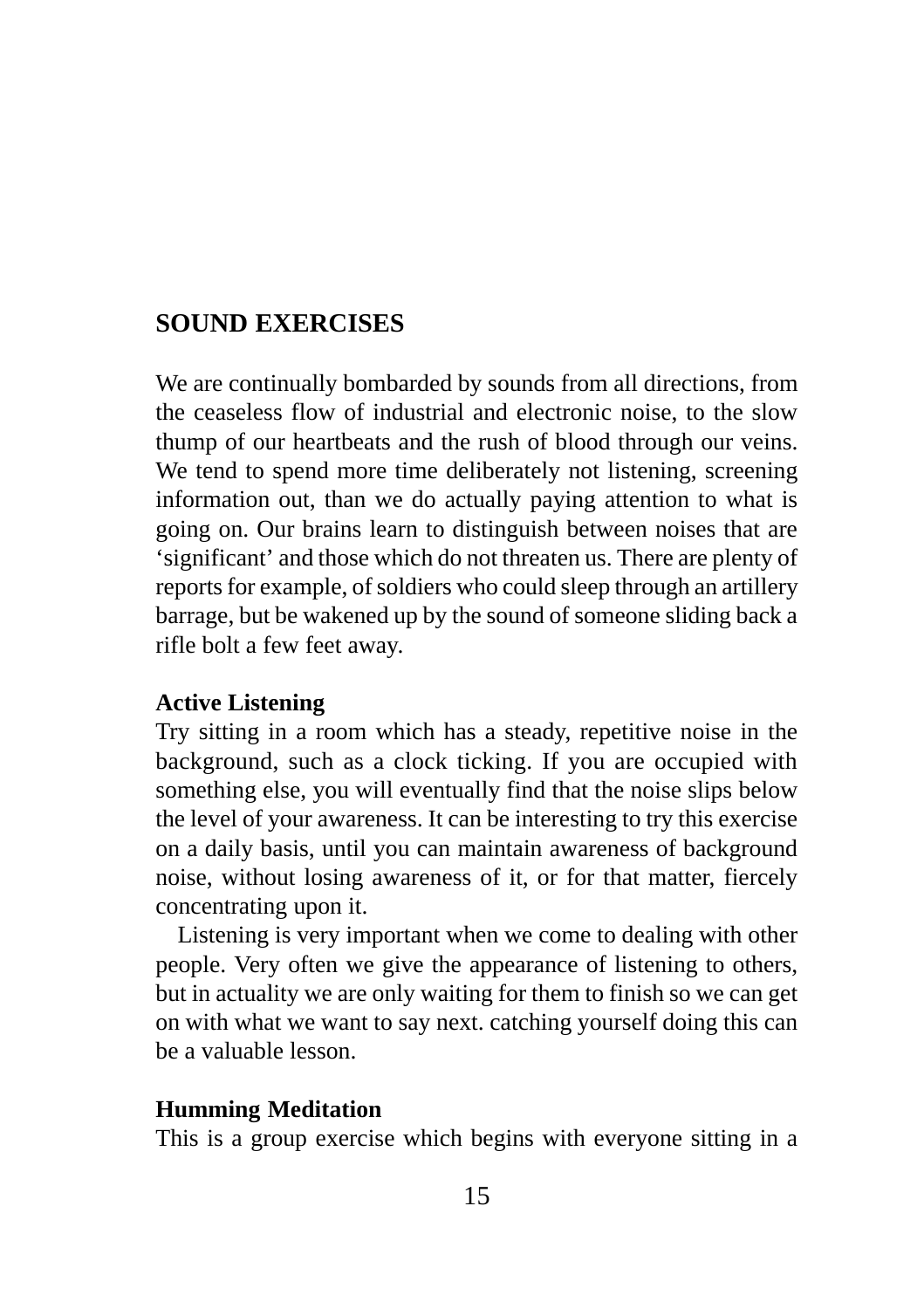## SOUND EXERCISES

We are continually bombarded by sounds from all directions, from the ceaseless flow of industrial and electronic noise, to the slow thump of our heartbeats and the rush of blood through our veins. We tend to spend more time deliberately not listening, screening information out, than we do actually paying attention to what is going on. Our brains learn to distinguish between noises that are 'significant' and those which do not threaten us. There are plenty of reports for example, of soldiers who could sleep through an artillery barrage, but be wakened up by the sound of someone sliding back a rifle bolt a few feet away.

### Active Listening

Try sitting in a room which has a steady, repetitive noise in the background, such as a clock ticking. If you are occupied with something else, you will eventually find that the noise slips below the level of your awareness. It can be interesting to try this exercise on a daily basis, until you can maintain awareness of background noise, without losing awareness of it, or for that matter, fiercely concentrating upon it.

Listening is very important when we come to dealing with other people. Very often we give the appearance of listening to others, but in actuality we are only waiting for them to finish so we can get on with what we want to say next. catching yourself doing this can be a valuable lesson.

### Humming Meditation

This is a group exercise which begins with everyone sitting in a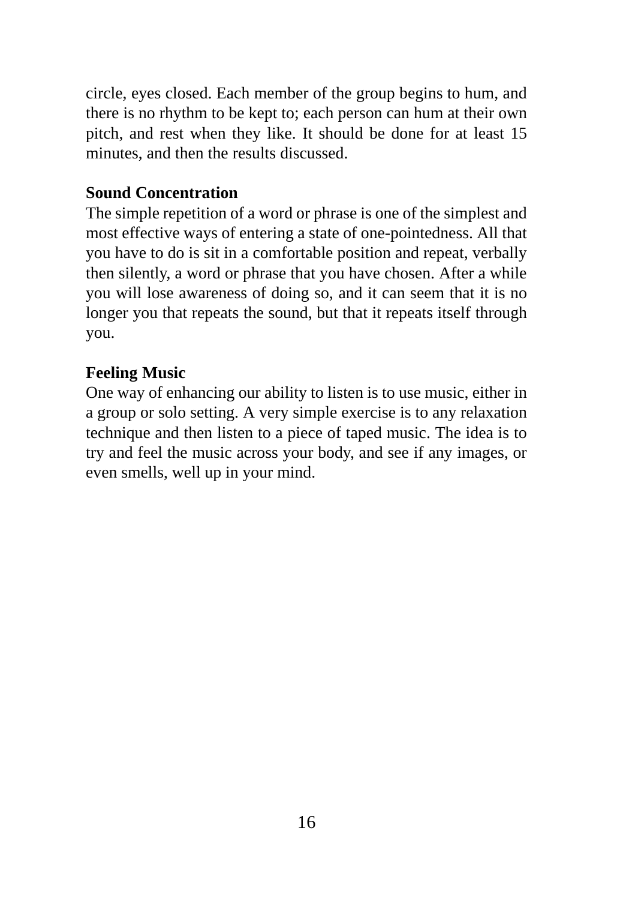circle, eyes closed. Each member of the group begins to hum, and there is no rhythm to be kept to; each person can hum at their own pitch, and rest when they like. It should be done for at least 15 minutes, and then the results discussed.

**Sound Concentration**

The simple repetition of a word or phrase is one of the simplest and most effective ways of entering a state of one-pointedness. All that you have to do is sit in a comfortable position and repeat, verbally then silently, a word or phrase that you have chosen. After a while you will lose awareness of doing so, and it can seem that it is no longer you that repeats the sound, but that it repeats itself through you.

**Feeling Music**

One way of enhancing our ability to listen is to use music, either in a group or solo setting. A very simple exercise is to any relaxation technique and then listen to a piece of taped music. The idea is to try and feel the music across your body, and see if any images, or even smells, well up in your mind.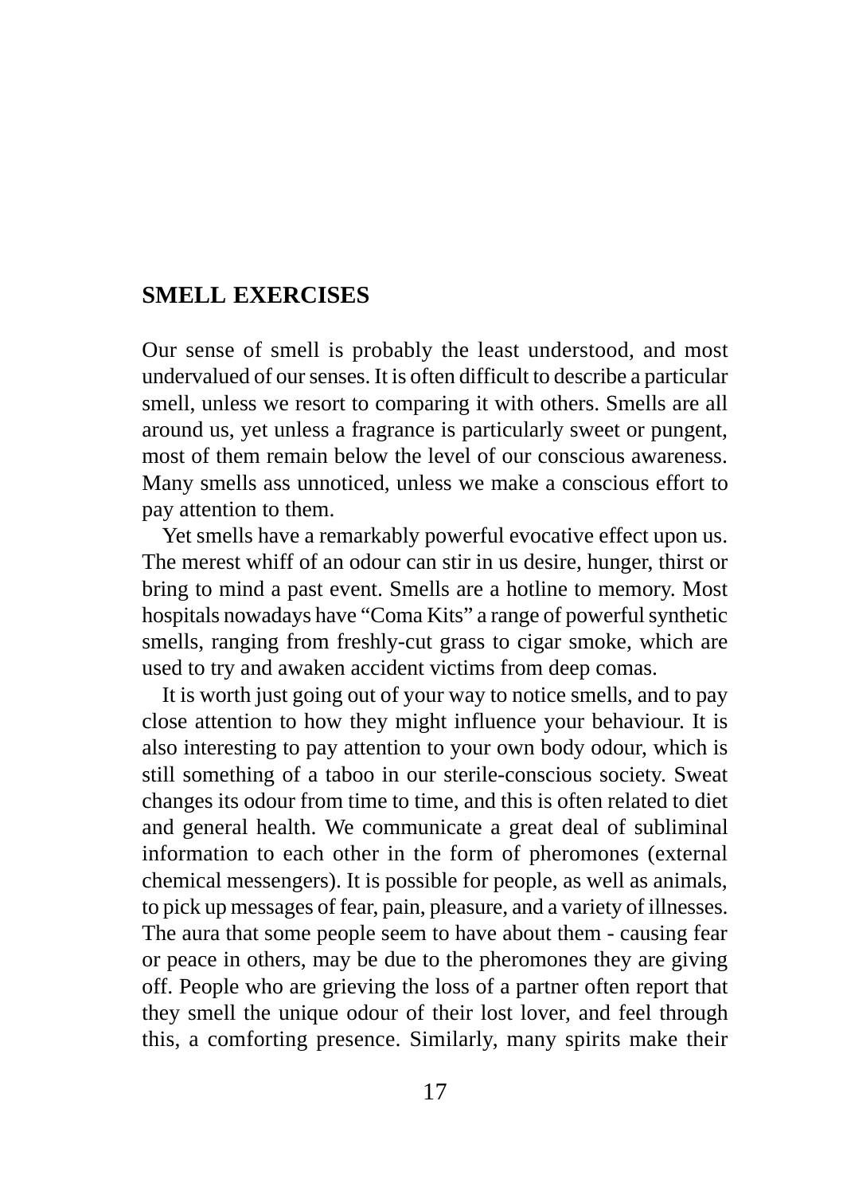## SMELL EXERCISES

Our sense of smell is probably the least understood, and most undervalued of our senses. It is often difficult to describe a particular smell, unless we resort to comparing it with others. Smells are all around us, yet unless a fragrance is particularly sweet or pungent, most of them remain below the level of our conscious awareness. Many smells ass unnoticed, unless we make a conscious effort to pay attention to them.

Yet smells have a remarkably powerful evocative effect upon us. The merest whiff of an odour can stir in us desire, hunger, thirst or bring to mind a past event. Smells are a hotline to memory. Most hospitals nowadays have "Coma Kits" a range of powerful synthetic smells, ranging from freshly-cut grass to cigar smoke, which are used to try and awaken accident victims from deep comas.

It is worth just going out of your way to notice smells, and to pay close attention to how they might influence your behaviour. It is also interesting to pay attention to your own body odour, which is still something of a taboo in our sterile-conscious society. Sweat changes its odour from time to time, and this is often related to diet and general health. We communicate a great deal of subliminal information to each other in the form of pheromones (external chemical messengers). It is possible for people, as well as animals, to pick up messages of fear, pain, pleasure, and a variety of illnesses. The aura that some people seem to have about them - causing fear or peace in others, may be due to the pheromones they are giving off. People who are grieving the loss of a partner often report that they smell the unique odour of their lost lover, and feel through this, a comforting presence. Similarly, many spirits make their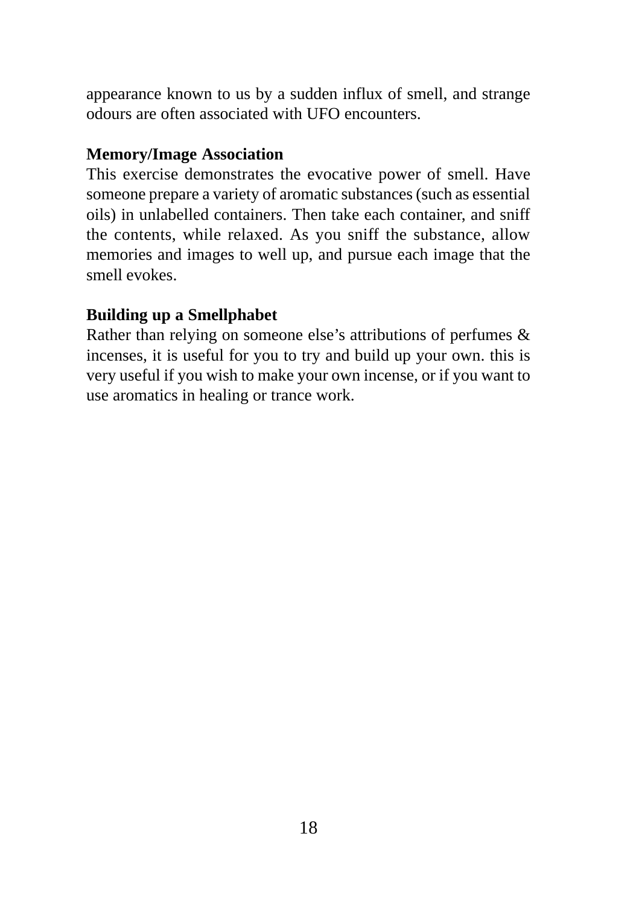appearance known to us by a sudden influx of smell, and strange odours are often associated with UFO encounters.

**Memory/Image Association**

This exercise demonstrates the evocative power of smell. Have someone prepare a variety of aromatic substances (such as essential oils) in unlabelled containers. Then take each container, and sniff the contents, while relaxed. As you sniff the substance, allow memories and images to well up, and pursue each image that the smell evokes.

**Building up a Smellphabet**

Rather than relying on someone else's attributions of perfumes & incenses, it is useful for you to try and build up your own. this is very useful if you wish to make your own incense, or if you want to use aromatics in healing or trance work.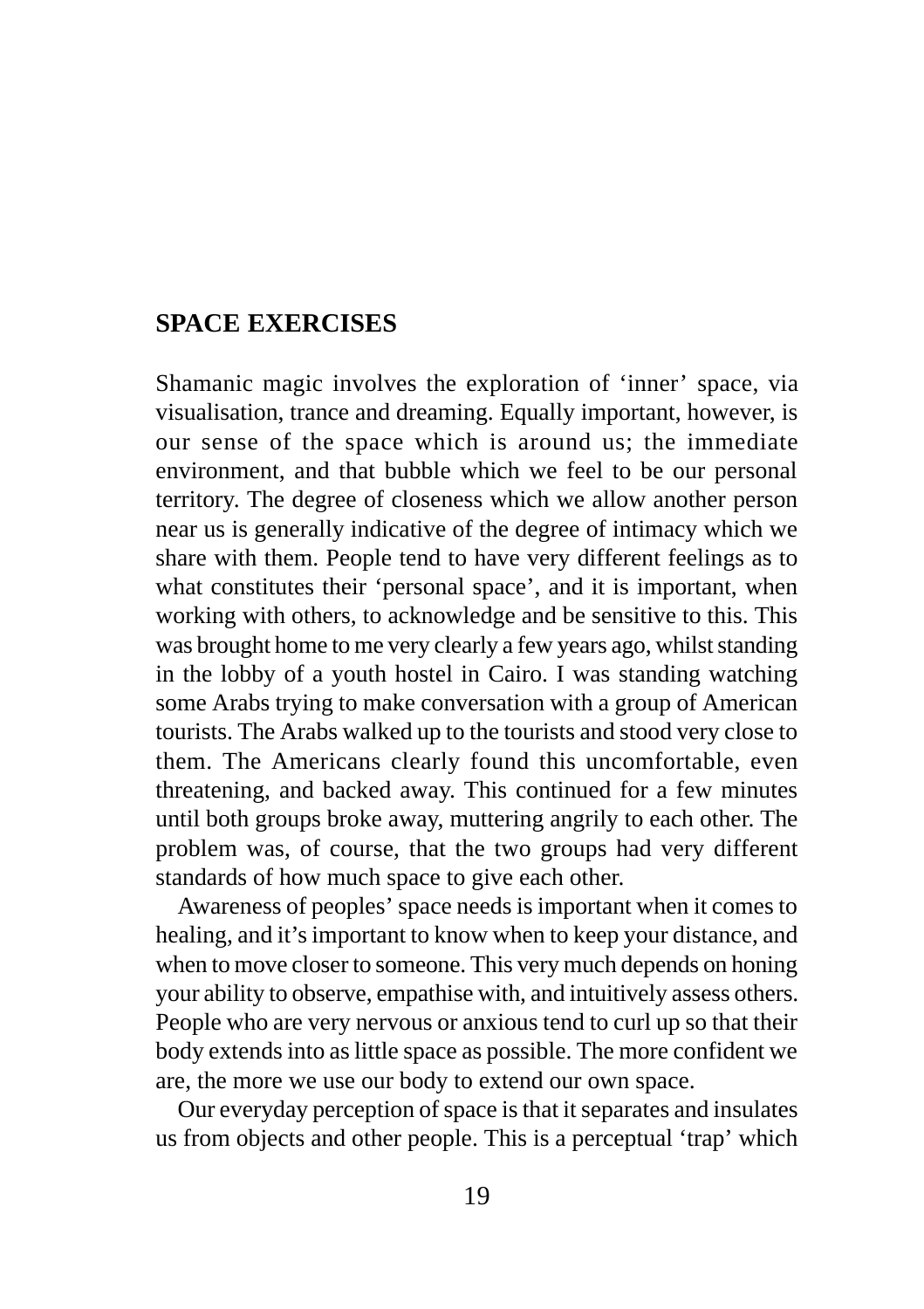## SPACE EXERCISES

Shamanic magic involves the exploration of 'inner' space, via visualisation, trance and dreaming. Equally important, however, is our sense of the space which is around us; the immediate environment, and that bubble which we feel to be our personal territory. The degree of closeness which we allow another person near us is generally indicative of the degree of intimacy which we share with them. People tend to have very different feelings as to what constitutes their 'personal space', and it is important, when working with others, to acknowledge and be sensitive to this. This was brought home to me very clearly a few years ago, whilst standing in the lobby of a youth hostel in Cairo. I was standing watching some Arabs trying to make conversation with a group of American tourists. The Arabs walked up to the tourists and stood very close to them. The Americans clearly found this uncomfortable, even threatening, and backed away. This continued for a few minutes until both groups broke away, muttering angrily to each other. The problem was, of course, that the two groups had very different standards of how much space to give each other.

Awareness of peoples' space needs is important when it comes to healing, and it's important to know when to keep your distance, and when to move closer to someone. This very much depends on honing your ability to observe, empathise with, and intuitively assess others. People who are very nervous or anxious tend to curl up so that their body extends into as little space as possible. The more confident we are, the more we use our body to extend our own space.

Our everyday perception of space is that it separates and insulates us from objects and other people. This is a perceptual 'trap' which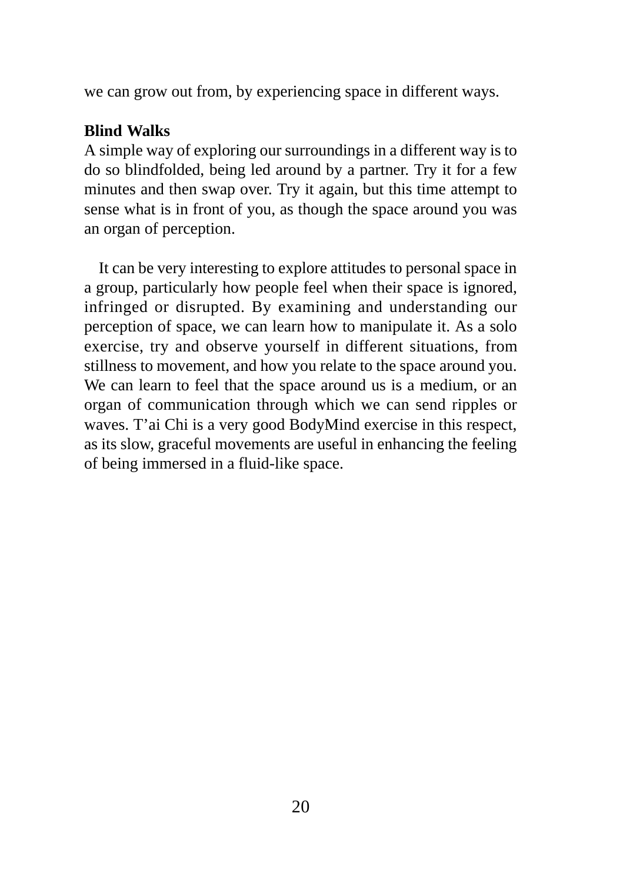we can grow out from, by experiencing space in different ways.

**Blind Walks**

A simple way of exploring our surroundings in a different way is to do so blindfolded, being led around by a partner. Try it for a few minutes and then swap over. Try it again, but this time attempt to sense what is in front of you, as though the space around you was an organ of perception.

It can be very interesting to explore attitudes to personal space in a group, particularly how people feel when their space is ignored, infringed or disrupted. By examining and understanding our perception of space, we can learn how to manipulate it. As a solo exercise, try and observe yourself in different situations, from stillness to movement, and how you relate to the space around you. We can learn to feel that the space around us is a medium, or an organ of communication through which we can send ripples or waves. T'ai Chi is a very good BodyMind exercise in this respect, as its slow, graceful movements are useful in enhancing the feeling of being immersed in a fluid-like space.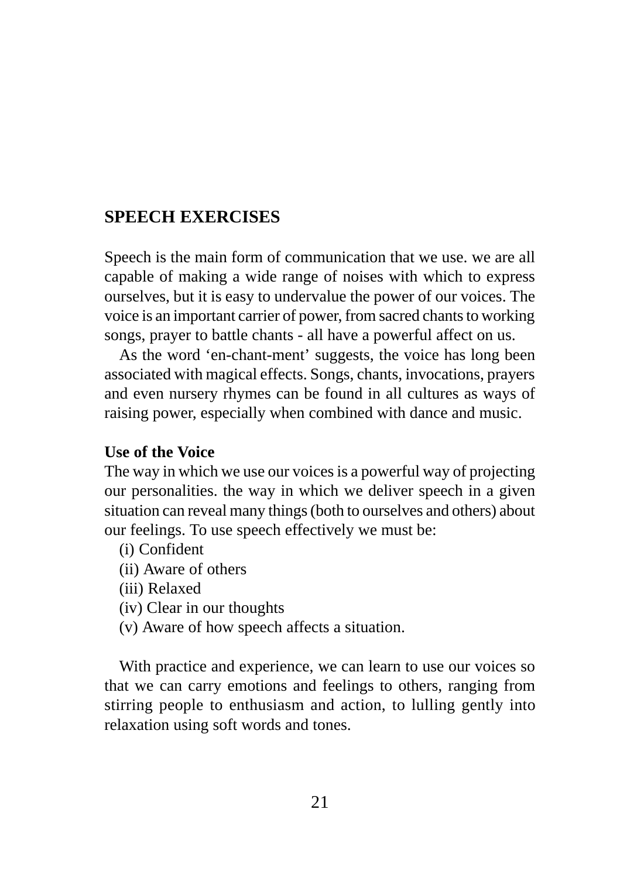## SPEECH EXERCISES

Speech is the main form of communication that we use. we are all capable of making a wide range of noises with which to express ourselves, but it is easy to undervalue the power of our voices. The voice is an important carrier of power, from sacred chants to working songs, prayer to battle chants - all have a powerful affect on us.

As the word 'en-chant-ment' suggests, the voice has long been associated with magical effects. Songs, chants, invocations, prayers and even nursery rhymes can be found in all cultures as ways of raising power, especially when combined with dance and music.

### Use of the Voice

The way in which we use our voices is a powerful way of projecting our personalities. the way in which we deliver speech in a given situation can reveal many things (both to ourselves and others) about our feelings. To use speech effectively we must be:

(i) Confident
(ii) Aware of others
(iii) Relaxed
(iv) Clear in our thoughts
(v) Aware of how speech affects a situation.

With practice and experience, we can learn to use our voices so that we can carry emotions and feelings to others, ranging from stirring people to enthusiasm and action, to lulling gently into relaxation using soft words and tones.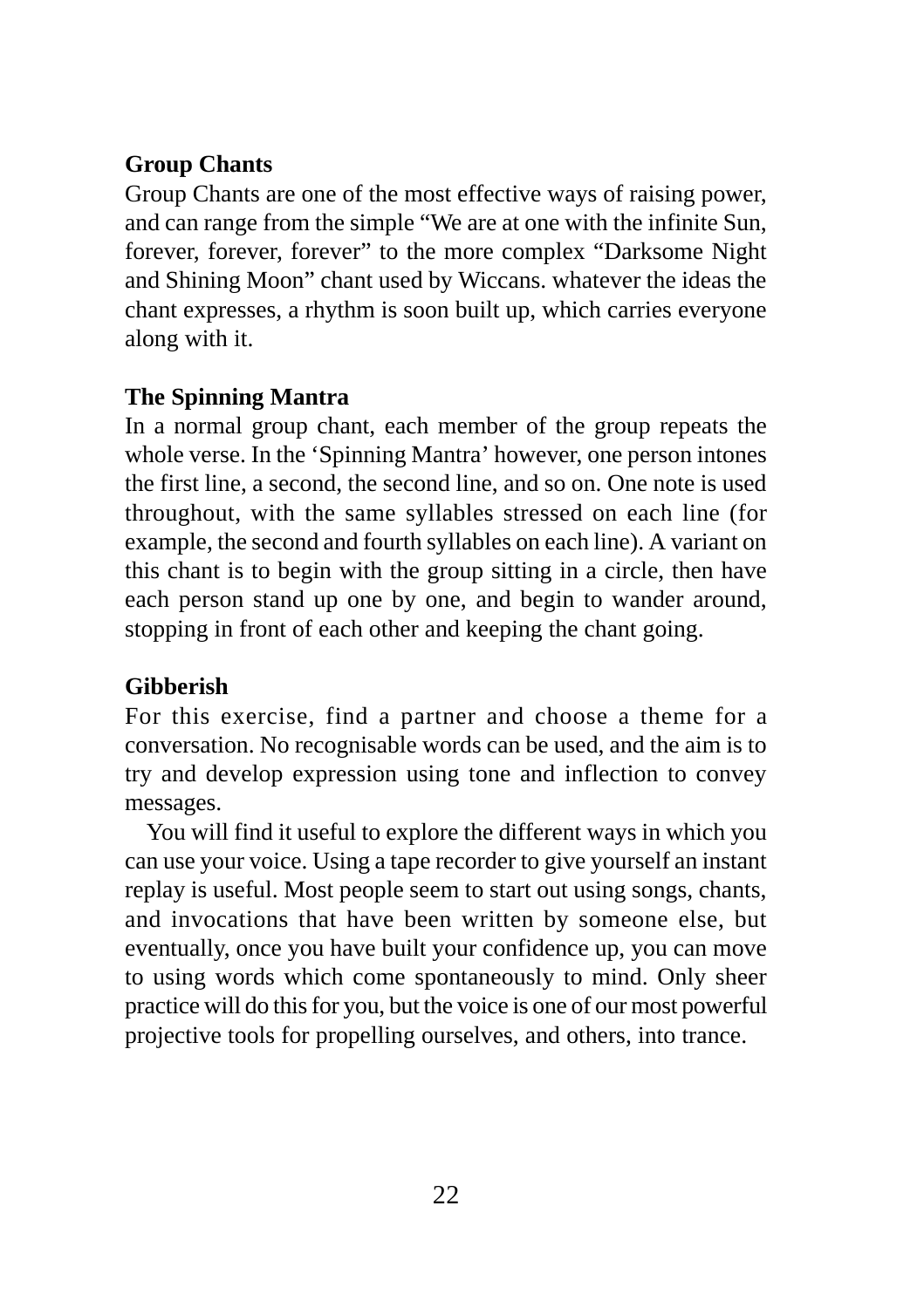**Group Chants**

Group Chants are one of the most effective ways of raising power, and can range from the simple “We are at one with the infinite Sun, forever, forever, forever” to the more complex “Darksome Night and Shining Moon” chant used by Wiccans. whatever the ideas the chant expresses, a rhythm is soon built up, which carries everyone along with it.

**The Spinning Mantra**

In a normal group chant, each member of the group repeats the whole verse. In the ‘Spinning Mantra’ however, one person intones the first line, a second, the second line, and so on. One note is used throughout, with the same syllables stressed on each line (for example, the second and fourth syllables on each line). A variant on this chant is to begin with the group sitting in a circle, then have each person stand up one by one, and begin to wander around, stopping in front of each other and keeping the chant going.

**Gibberish**

For this exercise, find a partner and choose a theme for a conversation. No recognisable words can be used, and the aim is to try and develop expression using tone and inflection to convey messages.

You will find it useful to explore the different ways in which you can use your voice. Using a tape recorder to give yourself an instant replay is useful. Most people seem to start out using songs, chants, and invocations that have been written by someone else, but eventually, once you have built your confidence up, you can move to using words which come spontaneously to mind. Only sheer practice will do this for you, but the voice is one of our most powerful projective tools for propelling ourselves, and others, into trance.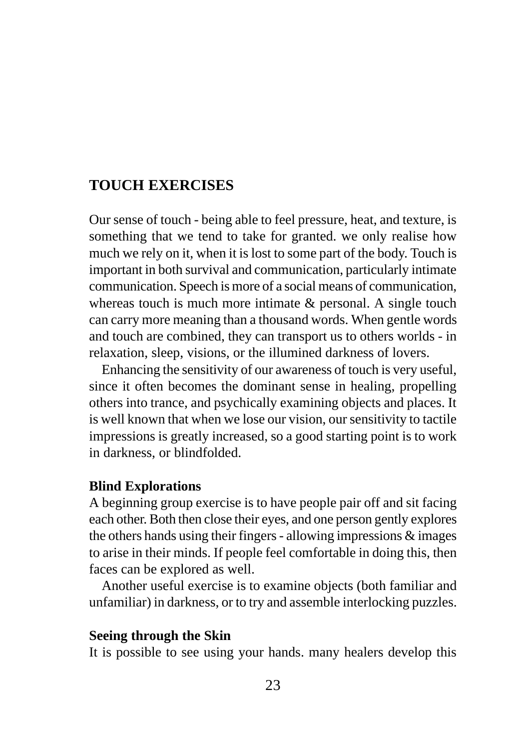## TOUCH EXERCISES

Our sense of touch - being able to feel pressure, heat, and texture, is something that we tend to take for granted. we only realise how much we rely on it, when it is lost to some part of the body. Touch is important in both survival and communication, particularly intimate communication. Speech is more of a social means of communication, whereas touch is much more intimate & personal. A single touch can carry more meaning than a thousand words. When gentle words and touch are combined, they can transport us to others worlds - in relaxation, sleep, visions, or the illumined darkness of lovers.

Enhancing the sensitivity of our awareness of touch is very useful, since it often becomes the dominant sense in healing, propelling others into trance, and psychically examining objects and places. It is well known that when we lose our vision, our sensitivity to tactile impressions is greatly increased, so a good starting point is to work in darkness, or blindfolded.

### Blind Explorations

A beginning group exercise is to have people pair off and sit facing each other. Both then close their eyes, and one person gently explores the others hands using their fingers - allowing impressions & images to arise in their minds. If people feel comfortable in doing this, then faces can be explored as well.

Another useful exercise is to examine objects (both familiar and unfamiliar) in darkness, or to try and assemble interlocking puzzles.

### Seeing through the Skin

It is possible to see using your hands. many healers develop this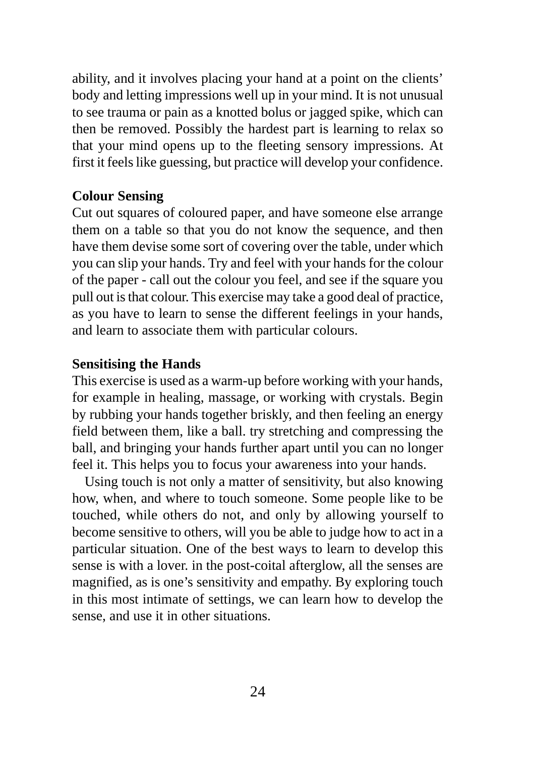ability, and it involves placing your hand at a point on the clients' body and letting impressions well up in your mind. It is not unusual to see trauma or pain as a knotted bolus or jagged spike, which can then be removed. Possibly the hardest part is learning to relax so that your mind opens up to the fleeting sensory impressions. At first it feels like guessing, but practice will develop your confidence.

**Colour Sensing**

Cut out squares of coloured paper, and have someone else arrange them on a table so that you do not know the sequence, and then have them devise some sort of covering over the table, under which you can slip your hands. Try and feel with your hands for the colour of the paper - call out the colour you feel, and see if the square you pull out is that colour. This exercise may take a good deal of practice, as you have to learn to sense the different feelings in your hands, and learn to associate them with particular colours.

**Sensitising the Hands**

This exercise is used as a warm-up before working with your hands, for example in healing, massage, or working with crystals. Begin by rubbing your hands together briskly, and then feeling an energy field between them, like a ball. try stretching and compressing the ball, and bringing your hands further apart until you can no longer feel it. This helps you to focus your awareness into your hands.

Using touch is not only a matter of sensitivity, but also knowing how, when, and where to touch someone. Some people like to be touched, while others do not, and only by allowing yourself to become sensitive to others, will you be able to judge how to act in a particular situation. One of the best ways to learn to develop this sense is with a lover. in the post-coital afterglow, all the senses are magnified, as is one's sensitivity and empathy. By exploring touch in this most intimate of settings, we can learn how to develop the sense, and use it in other situations.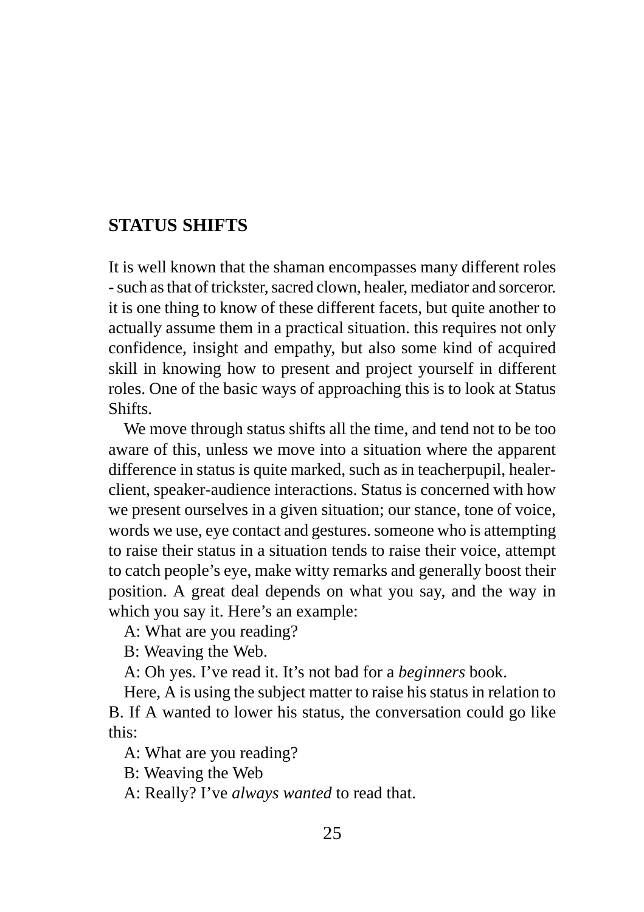## STATUS SHIFTS

It is well known that the shaman encompasses many different roles - such as that of trickster, sacred clown, healer, mediator and sorceror. it is one thing to know of these different facets, but quite another to actually assume them in a practical situation. this requires not only confidence, insight and empathy, but also some kind of acquired skill in knowing how to present and project yourself in different roles. One of the basic ways of approaching this is to look at Status Shifts.

We move through status shifts all the time, and tend not to be too aware of this, unless we move into a situation where the apparent difference in status is quite marked, such as in teacherpupil, healer-client, speaker-audience interactions. Status is concerned with how we present ourselves in a given situation; our stance, tone of voice, words we use, eye contact and gestures. someone who is attempting to raise their status in a situation tends to raise their voice, attempt to catch people's eye, make witty remarks and generally boost their position. A great deal depends on what you say, and the way in which you say it. Here's an example:

A: What are you reading?

B: Weaving the Web.

A: Oh yes. I've read it. It's not bad for a *beginners* book.

Here, A is using the subject matter to raise his status in relation to B. If A wanted to lower his status, the conversation could go like this:

A: What are you reading?

B: Weaving the Web

A: Really? I've *always wanted* to read that.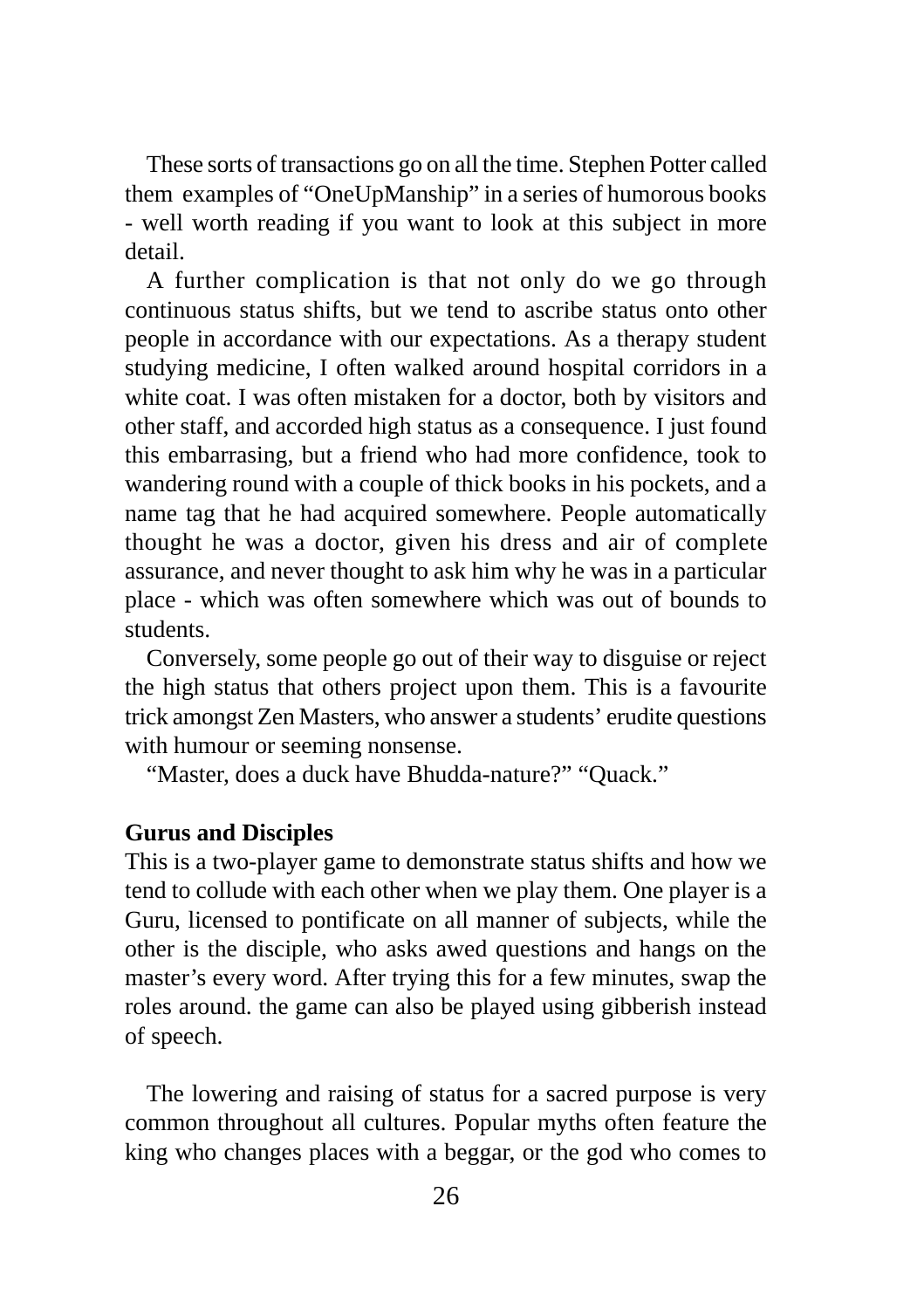These sorts of transactions go on all the time. Stephen Potter called them examples of "OneUpManship" in a series of humorous books - well worth reading if you want to look at this subject in more detail.

A further complication is that not only do we go through continuous status shifts, but we tend to ascribe status onto other people in accordance with our expectations. As a therapy student studying medicine, I often walked around hospital corridors in a white coat. I was often mistaken for a doctor, both by visitors and other staff, and accorded high status as a consequence. I just found this embarrasing, but a friend who had more confidence, took to wandering round with a couple of thick books in his pockets, and a name tag that he had acquired somewhere. People automatically thought he was a doctor, given his dress and air of complete assurance, and never thought to ask him why he was in a particular place - which was often somewhere which was out of bounds to students.

Conversely, some people go out of their way to disguise or reject the high status that others project upon them. This is a favourite trick amongst Zen Masters, who answer a students' erudite questions with humour or seeming nonsense.

"Master, does a duck have Bhudda-nature?" "Quack."

**Gurus and Disciples**

This is a two-player game to demonstrate status shifts and how we tend to collude with each other when we play them. One player is a Guru, licensed to pontificate on all manner of subjects, while the other is the disciple, who asks awed questions and hangs on the master's every word. After trying this for a few minutes, swap the roles around. the game can also be played using gibberish instead of speech.

The lowering and raising of status for a sacred purpose is very common throughout all cultures. Popular myths often feature the king who changes places with a beggar, or the god who comes to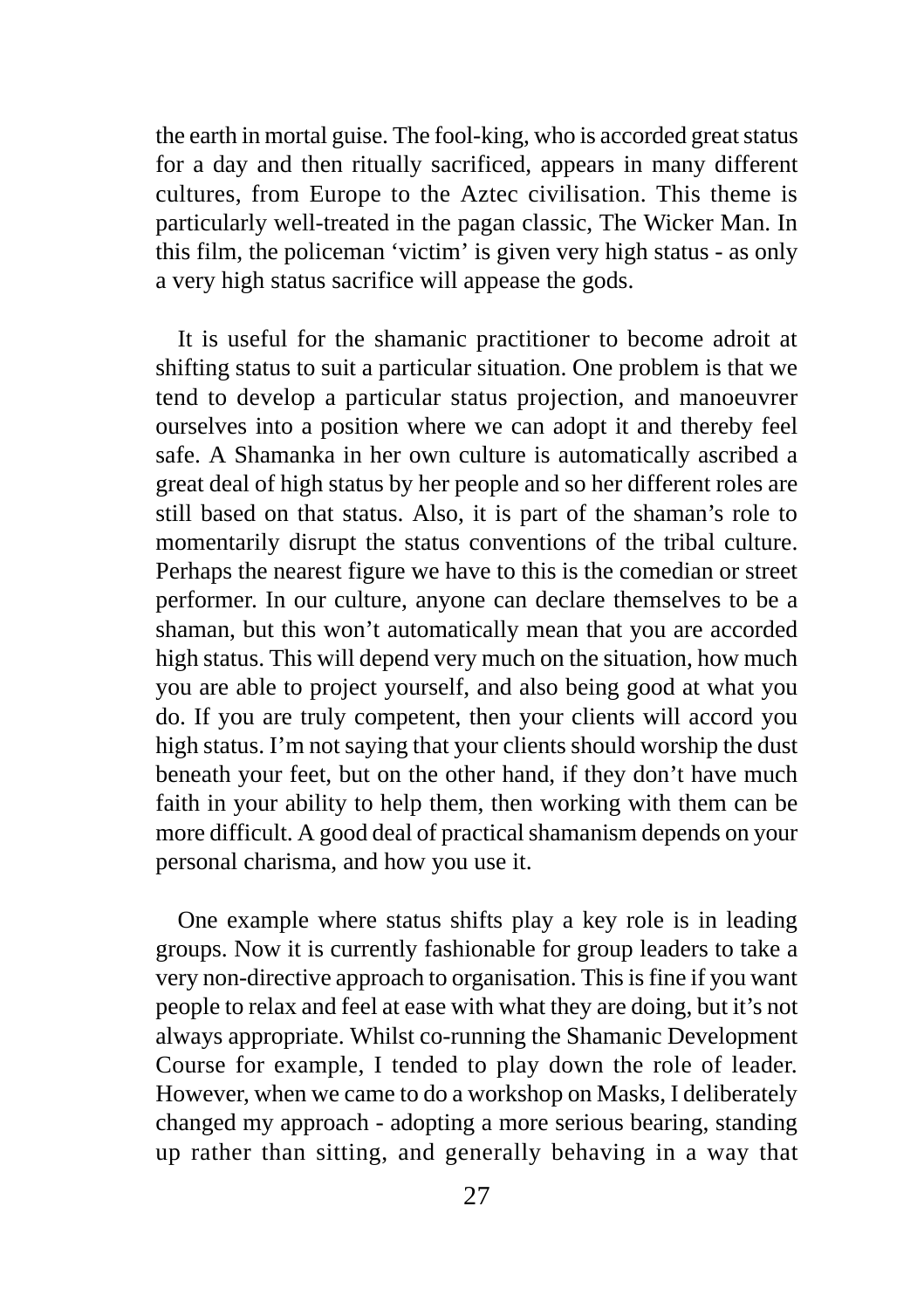the earth in mortal guise. The fool-king, who is accorded great status for a day and then ritually sacrificed, appears in many different cultures, from Europe to the Aztec civilisation. This theme is particularly well-treated in the pagan classic, The Wicker Man. In this film, the policeman 'victim' is given very high status - as only a very high status sacrifice will appease the gods.

It is useful for the shamanic practitioner to become adroit at shifting status to suit a particular situation. One problem is that we tend to develop a particular status projection, and manoeuvrer ourselves into a position where we can adopt it and thereby feel safe. A Shamanka in her own culture is automatically ascribed a great deal of high status by her people and so her different roles are still based on that status. Also, it is part of the shaman's role to momentarily disrupt the status conventions of the tribal culture. Perhaps the nearest figure we have to this is the comedian or street performer. In our culture, anyone can declare themselves to be a shaman, but this won't automatically mean that you are accorded high status. This will depend very much on the situation, how much you are able to project yourself, and also being good at what you do. If you are truly competent, then your clients will accord you high status. I'm not saying that your clients should worship the dust beneath your feet, but on the other hand, if they don't have much faith in your ability to help them, then working with them can be more difficult. A good deal of practical shamanism depends on your personal charisma, and how you use it.

One example where status shifts play a key role is in leading groups. Now it is currently fashionable for group leaders to take a very non-directive approach to organisation. This is fine if you want people to relax and feel at ease with what they are doing, but it's not always appropriate. Whilst co-running the Shamanic Development Course for example, I tended to play down the role of leader. However, when we came to do a workshop on Masks, I deliberately changed my approach - adopting a more serious bearing, standing up rather than sitting, and generally behaving in a way that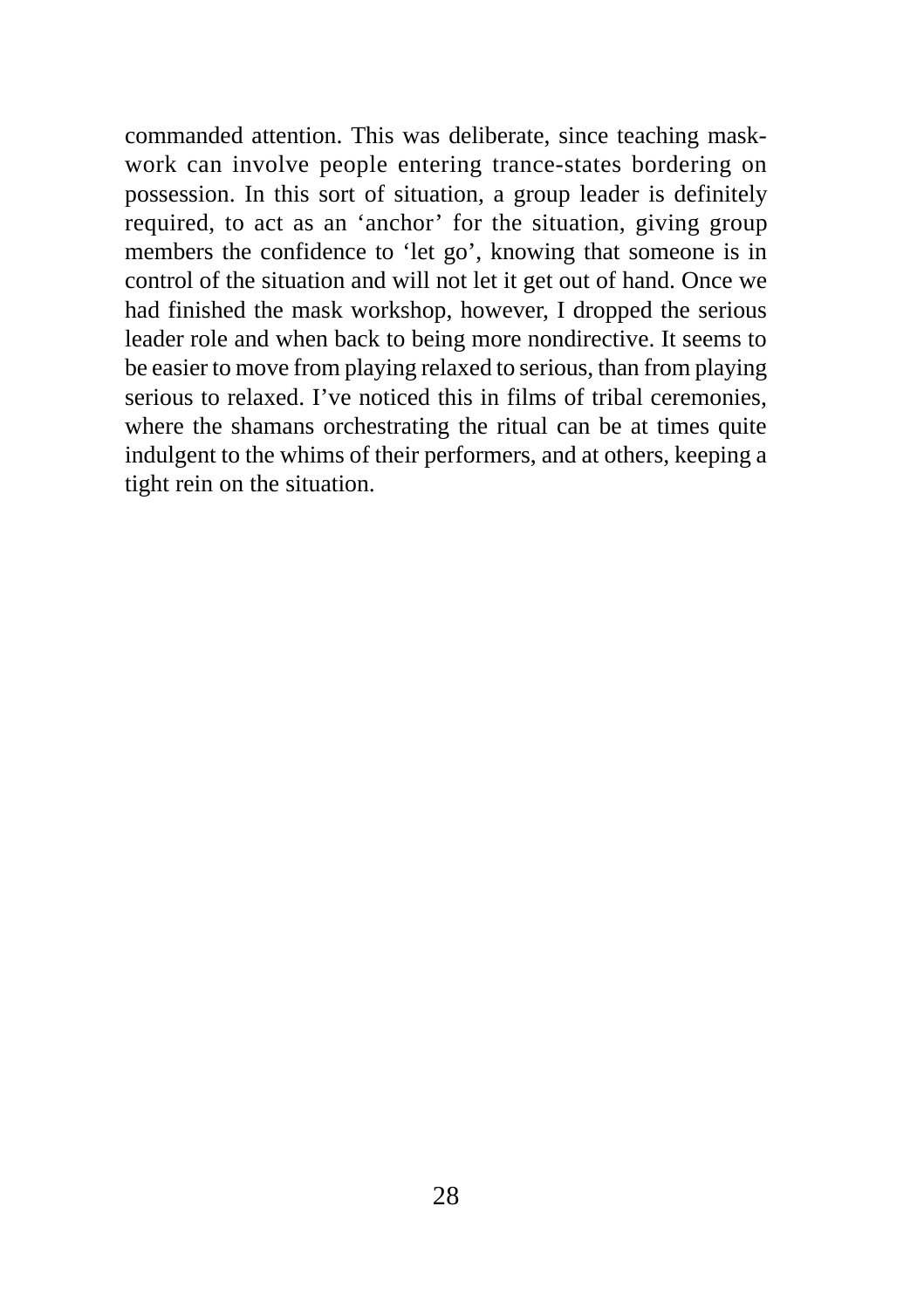commanded attention. This was deliberate, since teaching mask-work can involve people entering trance-states bordering on possession. In this sort of situation, a group leader is definitely required, to act as an 'anchor' for the situation, giving group members the confidence to 'let go', knowing that someone is in control of the situation and will not let it get out of hand. Once we had finished the mask workshop, however, I dropped the serious leader role and when back to being more nondirective. It seems to be easier to move from playing relaxed to serious, than from playing serious to relaxed. I've noticed this in films of tribal ceremonies, where the shamans orchestrating the ritual can be at times quite indulgent to the whims of their performers, and at others, keeping a tight rein on the situation.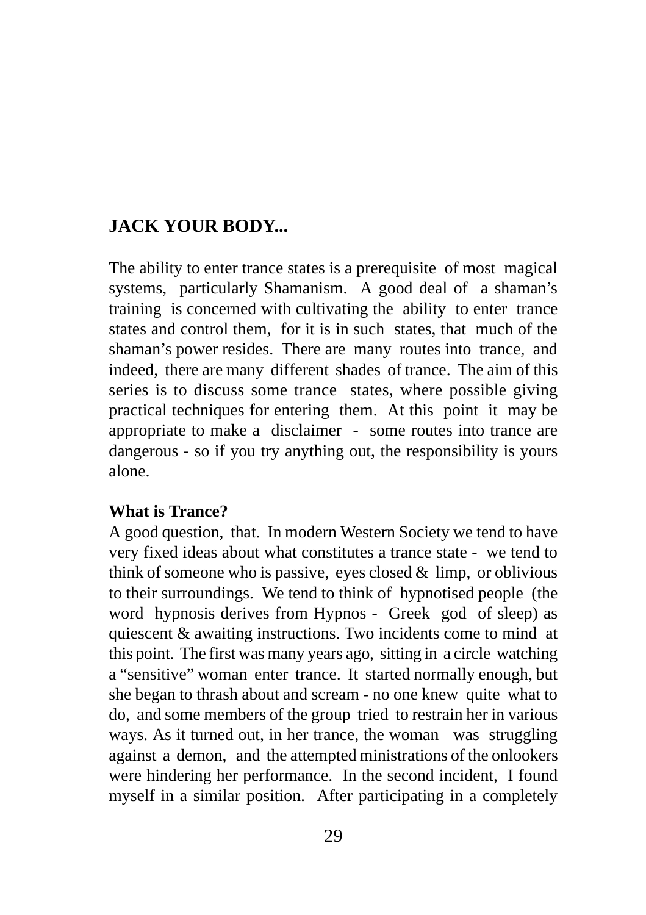## JACK YOUR BODY...

The ability to enter trance states is a prerequisite of most magical systems, particularly Shamanism. A good deal of a shaman's training is concerned with cultivating the ability to enter trance states and control them, for it is in such states, that much of the shaman's power resides. There are many routes into trance, and indeed, there are many different shades of trance. The aim of this series is to discuss some trance states, where possible giving practical techniques for entering them. At this point it may be appropriate to make a disclaimer - some routes into trance are dangerous - so if you try anything out, the responsibility is yours alone.

### What is Trance?

A good question, that. In modern Western Society we tend to have very fixed ideas about what constitutes a trance state - we tend to think of someone who is passive, eyes closed & limp, or oblivious to their surroundings. We tend to think of hypnotised people (the word hypnosis derives from Hypnos - Greek god of sleep) as quiescent & awaiting instructions. Two incidents come to mind at this point. The first was many years ago, sitting in a circle watching a "sensitive" woman enter trance. It started normally enough, but she began to thrash about and scream - no one knew quite what to do, and some members of the group tried to restrain her in various ways. As it turned out, in her trance, the woman was struggling against a demon, and the attempted ministrations of the onlookers were hindering her performance. In the second incident, I found myself in a similar position. After participating in a completely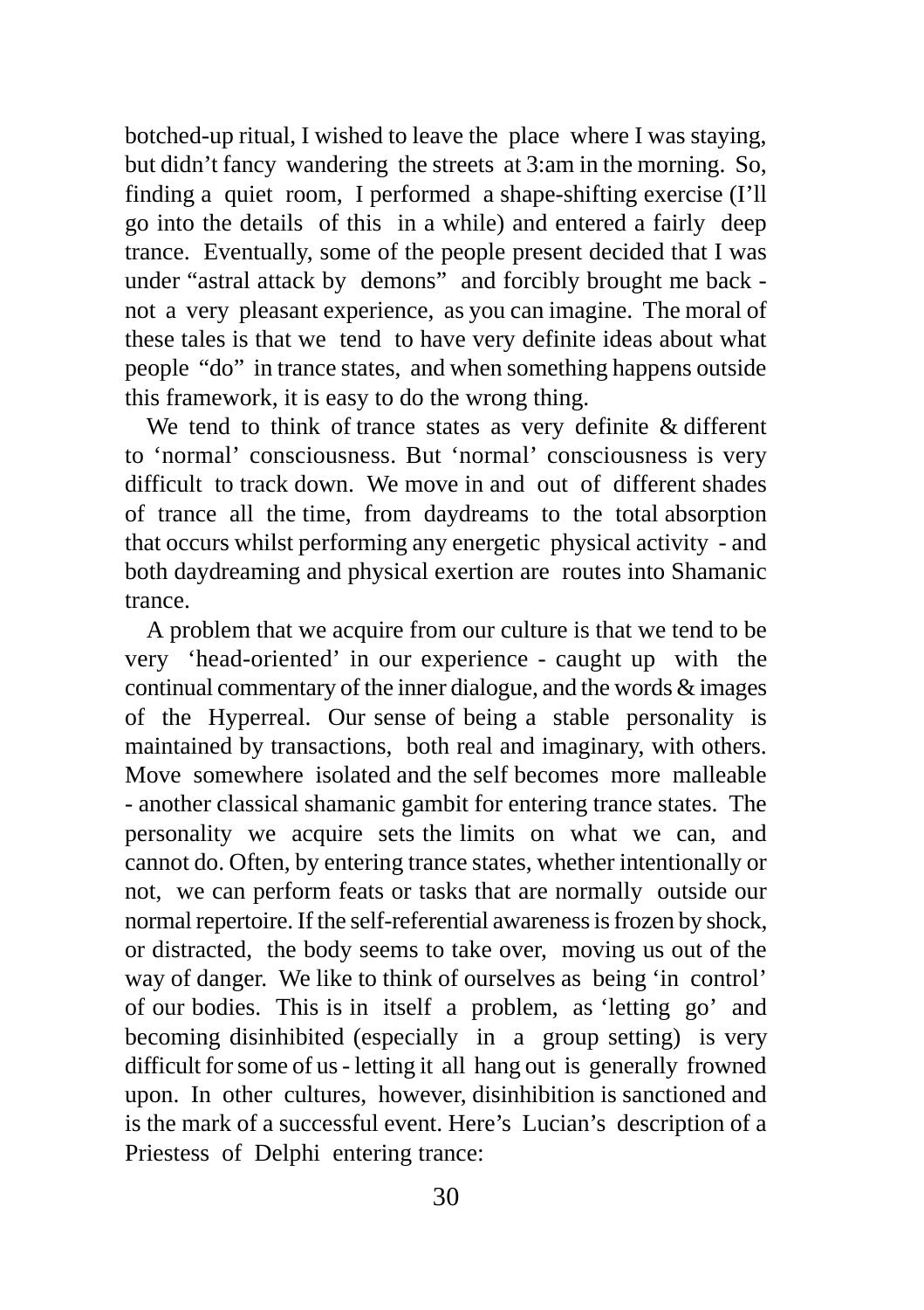botched-up ritual, I wished to leave the place where I was staying, but didn't fancy wandering the streets at 3:am in the morning. So, finding a quiet room, I performed a shape-shifting exercise (I'll go into the details of this in a while) and entered a fairly deep trance. Eventually, some of the people present decided that I was under "astral attack by demons" and forcibly brought me back - not a very pleasant experience, as you can imagine. The moral of these tales is that we tend to have very definite ideas about what people "do" in trance states, and when something happens outside this framework, it is easy to do the wrong thing.

We tend to think of trance states as very definite & different to 'normal' consciousness. But 'normal' consciousness is very difficult to track down. We move in and out of different shades of trance all the time, from daydreams to the total absorption that occurs whilst performing any energetic physical activity - and both daydreaming and physical exertion are routes into Shamanic trance.

A problem that we acquire from our culture is that we tend to be very 'head-oriented' in our experience - caught up with the continual commentary of the inner dialogue, and the words & images of the Hyperreal. Our sense of being a stable personality is maintained by transactions, both real and imaginary, with others. Move somewhere isolated and the self becomes more malleable - another classical shamanic gambit for entering trance states. The personality we acquire sets the limits on what we can, and cannot do. Often, by entering trance states, whether intentionally or not, we can perform feats or tasks that are normally outside our normal repertoire. If the self-referential awareness is frozen by shock, or distracted, the body seems to take over, moving us out of the way of danger. We like to think of ourselves as being 'in control' of our bodies. This is in itself a problem, as 'letting go' and becoming disinhibited (especially in a group setting) is very difficult for some of us - letting it all hang out is generally frowned upon. In other cultures, however, disinhibition is sanctioned and is the mark of a successful event. Here's Lucian's description of a Priestess of Delphi entering trance: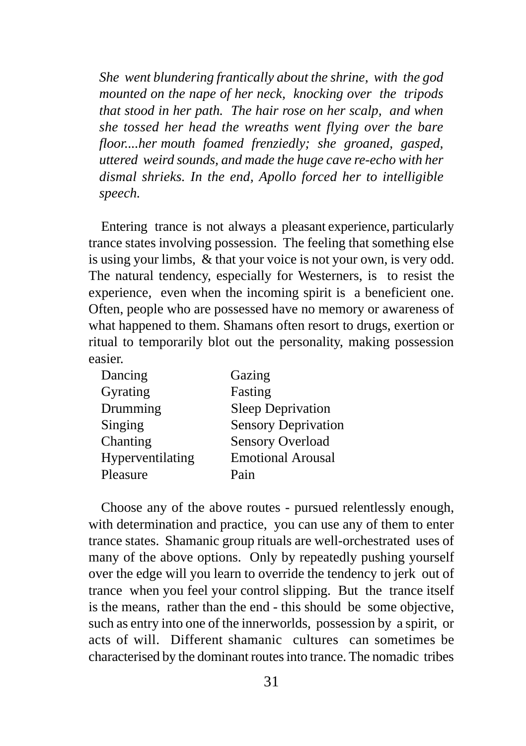*She went blundering frantically about the shrine, with the god mounted on the nape of her neck, knocking over the tripods that stood in her path. The hair rose on her scalp, and when she tossed her head the wreaths went flying over the bare floor....her mouth foamed frenziedly; she groaned, gasped, uttered weird sounds, and made the huge cave re-echo with her dismal shrieks. In the end, Apollo forced her to intelligible speech.*

Entering trance is not always a pleasant experience, particularly trance states involving possession. The feeling that something else is using your limbs, & that your voice is not your own, is very odd. The natural tendency, especially for Westerners, is to resist the experience, even when the incoming spirit is a beneficient one. Often, people who are possessed have no memory or awareness of what happened to them. Shamans often resort to drugs, exertion or ritual to temporarily blot out the personality, making possession easier.

| | |
|---|---|
| Dancing | Gazing |
| Gyrating | Fasting |
| Drumming | Sleep Deprivation |
| Singing | Sensory Deprivation |
| Chanting | Sensory Overload |
| Hyperventilating | Emotional Arousal |
| Pleasure | Pain |

Choose any of the above routes - pursued relentlessly enough, with determination and practice, you can use any of them to enter trance states. Shamanic group rituals are well-orchestrated uses of many of the above options. Only by repeatedly pushing yourself over the edge will you learn to override the tendency to jerk out of trance when you feel your control slipping. But the trance itself is the means, rather than the end - this should be some objective, such as entry into one of the innerworlds, possession by a spirit, or acts of will. Different shamanic cultures can sometimes be characterised by the dominant routes into trance. The nomadic tribes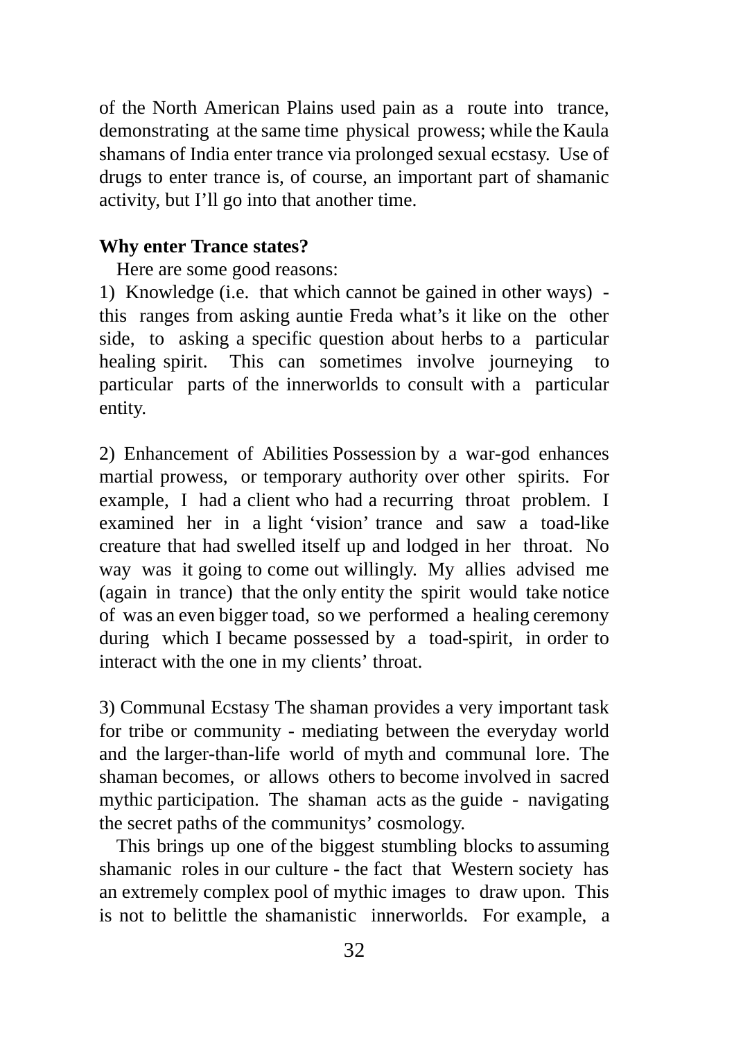of the North American Plains used pain as a route into trance, demonstrating at the same time physical prowess; while the Kaula shamans of India enter trance via prolonged sexual ecstasy. Use of drugs to enter trance is, of course, an important part of shamanic activity, but I'll go into that another time.

**Why enter Trance states?**

Here are some good reasons:

1) Knowledge (i.e. that which cannot be gained in other ways) - this ranges from asking auntie Freda what's it like on the other side, to asking a specific question about herbs to a particular healing spirit. This can sometimes involve journeying to particular parts of the innerworlds to consult with a particular entity.

2) Enhancement of Abilities Possession by a war-god enhances martial prowess, or temporary authority over other spirits. For example, I had a client who had a recurring throat problem. I examined her in a light 'vision' trance and saw a toad-like creature that had swelled itself up and lodged in her throat. No way was it going to come out willingly. My allies advised me (again in trance) that the only entity the spirit would take notice of was an even bigger toad, so we performed a healing ceremony during which I became possessed by a toad-spirit, in order to interact with the one in my clients' throat.

3) Communal Ecstasy The shaman provides a very important task for tribe or community - mediating between the everyday world and the larger-than-life world of myth and communal lore. The shaman becomes, or allows others to become involved in sacred mythic participation. The shaman acts as the guide - navigating the secret paths of the communitys' cosmology.

This brings up one of the biggest stumbling blocks to assuming shamanic roles in our culture - the fact that Western society has an extremely complex pool of mythic images to draw upon. This is not to belittle the shamanistic innerworlds. For example, a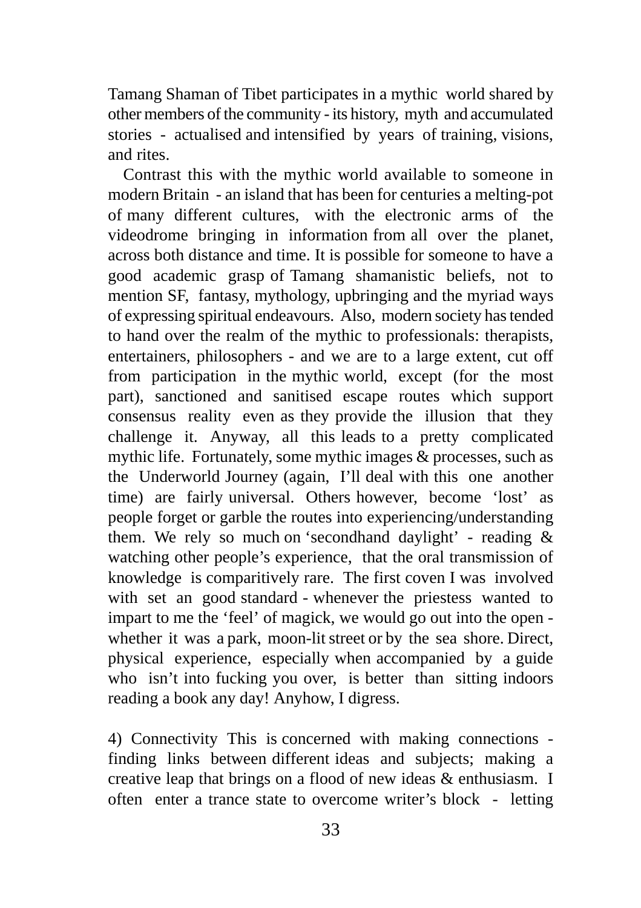Tamang Shaman of Tibet participates in a mythic world shared by other members of the community - its history, myth and accumulated stories - actualised and intensified by years of training, visions, and rites.

Contrast this with the mythic world available to someone in modern Britain - an island that has been for centuries a melting-pot of many different cultures, with the electronic arms of the videodrome bringing in information from all over the planet, across both distance and time. It is possible for someone to have a good academic grasp of Tamang shamanistic beliefs, not to mention SF, fantasy, mythology, upbringing and the myriad ways of expressing spiritual endeavours. Also, modern society has tended to hand over the realm of the mythic to professionals: therapists, entertainers, philosophers - and we are to a large extent, cut off from participation in the mythic world, except (for the most part), sanctioned and sanitised escape routes which support consensus reality even as they provide the illusion that they challenge it. Anyway, all this leads to a pretty complicated mythic life. Fortunately, some mythic images & processes, such as the Underworld Journey (again, I'll deal with this one another time) are fairly universal. Others however, become 'lost' as people forget or garble the routes into experiencing/understanding them. We rely so much on 'secondhand daylight' - reading & watching other people's experience, that the oral transmission of knowledge is comparitively rare. The first coven I was involved with set an good standard - whenever the priestess wanted to impart to me the 'feel' of magick, we would go out into the open - whether it was a park, moon-lit street or by the sea shore. Direct, physical experience, especially when accompanied by a guide who isn't into fucking you over, is better than sitting indoors reading a book any day! Anyhow, I digress.

4) Connectivity This is concerned with making connections - finding links between different ideas and subjects; making a creative leap that brings on a flood of new ideas & enthusiasm. I often enter a trance state to overcome writer's block - letting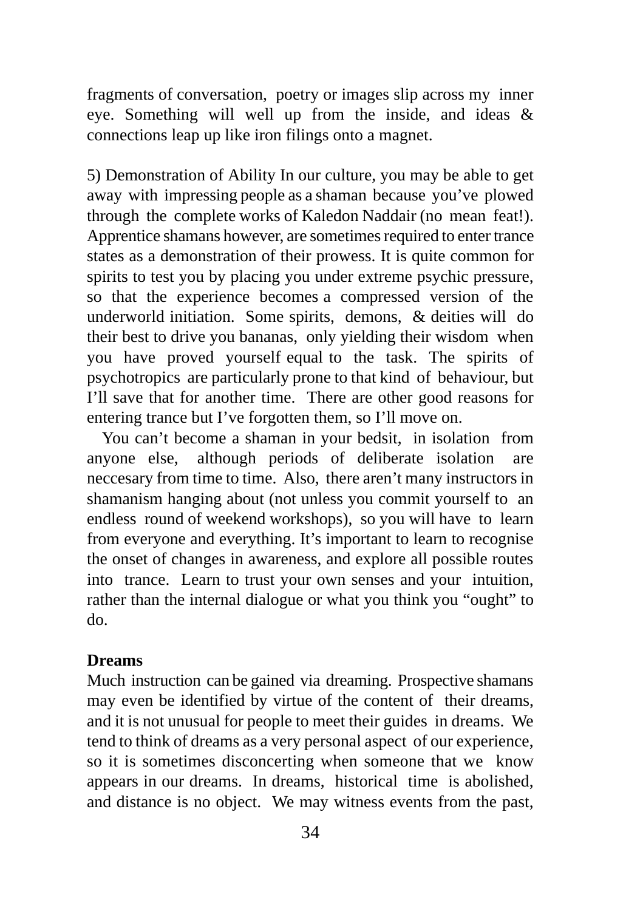fragments of conversation, poetry or images slip across my inner eye. Something will well up from the inside, and ideas & connections leap up like iron filings onto a magnet.

5) Demonstration of Ability In our culture, you may be able to get away with impressing people as a shaman because you've plowed through the complete works of Kaledon Naddair (no mean feat!). Apprentice shamans however, are sometimes required to enter trance states as a demonstration of their prowess. It is quite common for spirits to test you by placing you under extreme psychic pressure, so that the experience becomes a compressed version of the underworld initiation. Some spirits, demons, & deities will do their best to drive you bananas, only yielding their wisdom when you have proved yourself equal to the task. The spirits of psychotropics are particularly prone to that kind of behaviour, but I'll save that for another time. There are other good reasons for entering trance but I've forgotten them, so I'll move on.

You can't become a shaman in your bedsit, in isolation from anyone else, although periods of deliberate isolation are neccesary from time to time. Also, there aren't many instructors in shamanism hanging about (not unless you commit yourself to an endless round of weekend workshops), so you will have to learn from everyone and everything. It's important to learn to recognise the onset of changes in awareness, and explore all possible routes into trance. Learn to trust your own senses and your intuition, rather than the internal dialogue or what you think you "ought" to do.

**Dreams**

Much instruction can be gained via dreaming. Prospective shamans may even be identified by virtue of the content of their dreams, and it is not unusual for people to meet their guides in dreams. We tend to think of dreams as a very personal aspect of our experience, so it is sometimes disconcerting when someone that we know appears in our dreams. In dreams, historical time is abolished, and distance is no object. We may witness events from the past,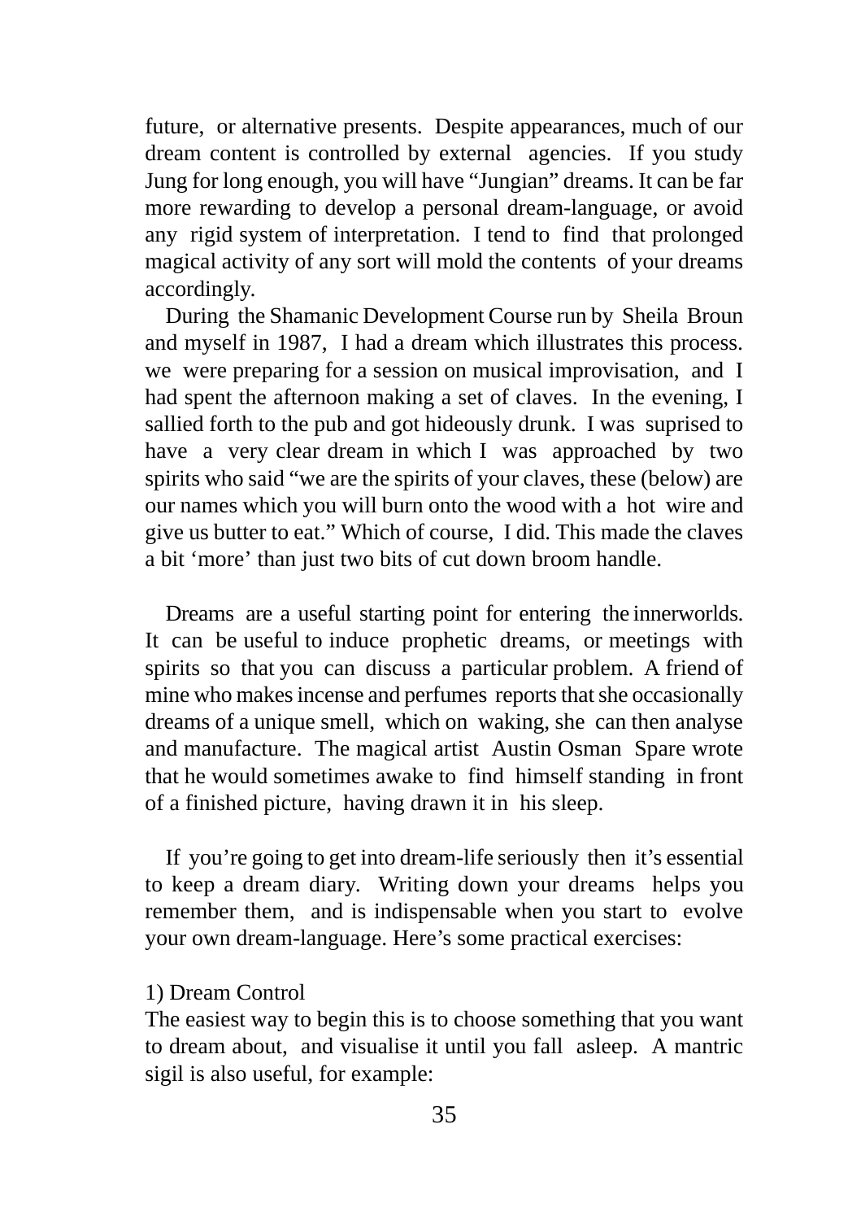future, or alternative presents. Despite appearances, much of our dream content is controlled by external agencies. If you study Jung for long enough, you will have "Jungian" dreams. It can be far more rewarding to develop a personal dream-language, or avoid any rigid system of interpretation. I tend to find that prolonged magical activity of any sort will mold the contents of your dreams accordingly.

During the Shamanic Development Course run by Sheila Broun and myself in 1987, I had a dream which illustrates this process. we were preparing for a session on musical improvisation, and I had spent the afternoon making a set of claves. In the evening, I sallied forth to the pub and got hideously drunk. I was suprised to have a very clear dream in which I was approached by two spirits who said "we are the spirits of your claves, these (below) are our names which you will burn onto the wood with a hot wire and give us butter to eat." Which of course, I did. This made the claves a bit 'more' than just two bits of cut down broom handle.

Dreams are a useful starting point for entering the innerworlds. It can be useful to induce prophetic dreams, or meetings with spirits so that you can discuss a particular problem. A friend of mine who makes incense and perfumes reports that she occasionally dreams of a unique smell, which on waking, she can then analyse and manufacture. The magical artist Austin Osman Spare wrote that he would sometimes awake to find himself standing in front of a finished picture, having drawn it in his sleep.

If you're going to get into dream-life seriously then it's essential to keep a dream diary. Writing down your dreams helps you remember them, and is indispensable when you start to evolve your own dream-language. Here's some practical exercises:

1) Dream Control

The easiest way to begin this is to choose something that you want to dream about, and visualise it until you fall asleep. A mantric sigil is also useful, for example: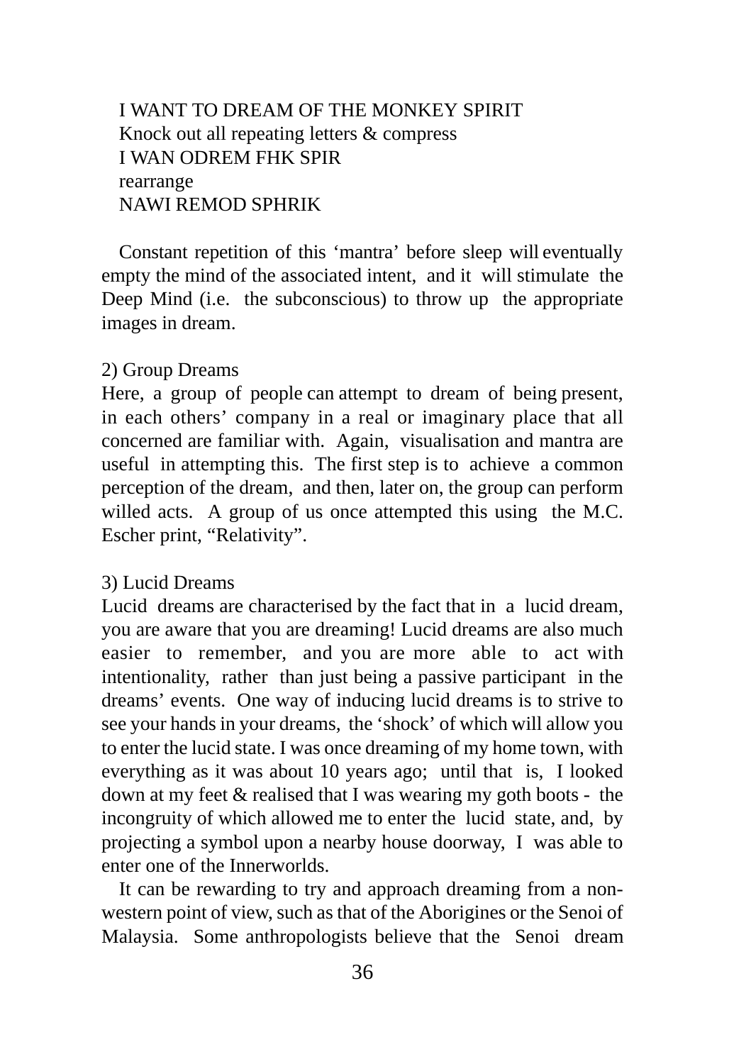I WANT TO DREAM OF THE MONKEY SPIRIT
Knock out all repeating letters & compress
I WAN ODREM FHK SPIR
rearrange
NAWI REMOD SPHRIK

Constant repetition of this 'mantra' before sleep will eventually empty the mind of the associated intent, and it will stimulate the Deep Mind (i.e. the subconscious) to throw up the appropriate images in dream.

2) Group Dreams
Here, a group of people can attempt to dream of being present, in each others' company in a real or imaginary place that all concerned are familiar with. Again, visualisation and mantra are useful in attempting this. The first step is to achieve a common perception of the dream, and then, later on, the group can perform willed acts. A group of us once attempted this using the M.C. Escher print, "Relativity".

3) Lucid Dreams
Lucid dreams are characterised by the fact that in a lucid dream, you are aware that you are dreaming! Lucid dreams are also much easier to remember, and you are more able to act with intentionality, rather than just being a passive participant in the dreams' events. One way of inducing lucid dreams is to strive to see your hands in your dreams, the 'shock' of which will allow you to enter the lucid state. I was once dreaming of my home town, with everything as it was about 10 years ago; until that is, I looked down at my feet & realised that I was wearing my goth boots - the incongruity of which allowed me to enter the lucid state, and, by projecting a symbol upon a nearby house doorway, I was able to enter one of the Innerworlds.

It can be rewarding to try and approach dreaming from a non-western point of view, such as that of the Aborigines or the Senoi of Malaysia. Some anthropologists believe that the Senoi dream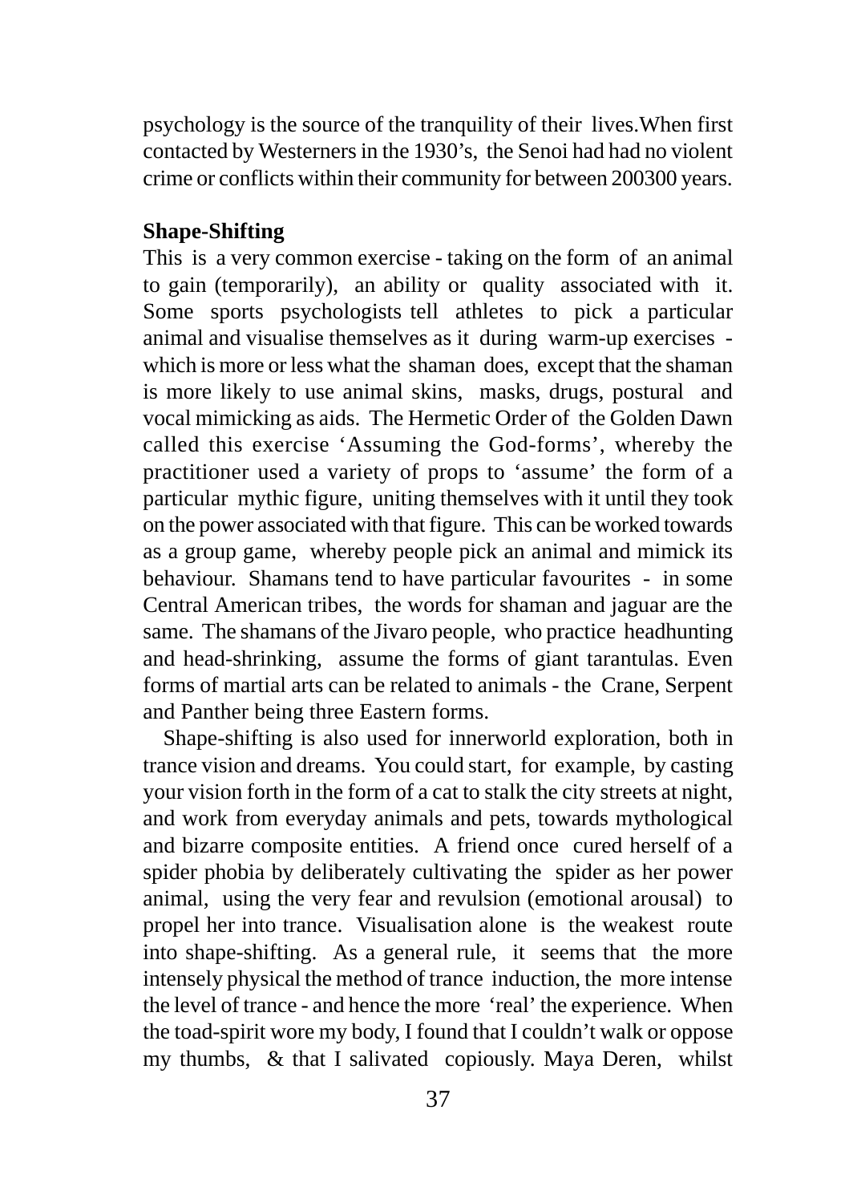psychology is the source of the tranquility of their lives.When first contacted by Westerners in the 1930's, the Senoi had had no violent crime or conflicts within their community for between 200300 years.

**Shape-Shifting**

This is a very common exercise - taking on the form of an animal to gain (temporarily), an ability or quality associated with it. Some sports psychologists tell athletes to pick a particular animal and visualise themselves as it during warm-up exercises - which is more or less what the shaman does, except that the shaman is more likely to use animal skins, masks, drugs, postural and vocal mimicking as aids. The Hermetic Order of the Golden Dawn called this exercise 'Assuming the God-forms', whereby the practitioner used a variety of props to 'assume' the form of a particular mythic figure, uniting themselves with it until they took on the power associated with that figure. This can be worked towards as a group game, whereby people pick an animal and mimick its behaviour. Shamans tend to have particular favourites - in some Central American tribes, the words for shaman and jaguar are the same. The shamans of the Jivaro people, who practice headhunting and head-shrinking, assume the forms of giant tarantulas. Even forms of martial arts can be related to animals - the Crane, Serpent and Panther being three Eastern forms.

Shape-shifting is also used for innerworld exploration, both in trance vision and dreams. You could start, for example, by casting your vision forth in the form of a cat to stalk the city streets at night, and work from everyday animals and pets, towards mythological and bizarre composite entities. A friend once cured herself of a spider phobia by deliberately cultivating the spider as her power animal, using the very fear and revulsion (emotional arousal) to propel her into trance. Visualisation alone is the weakest route into shape-shifting. As a general rule, it seems that the more intensely physical the method of trance induction, the more intense the level of trance - and hence the more 'real' the experience. When the toad-spirit wore my body, I found that I couldn't walk or oppose my thumbs, & that I salivated copiously. Maya Deren, whilst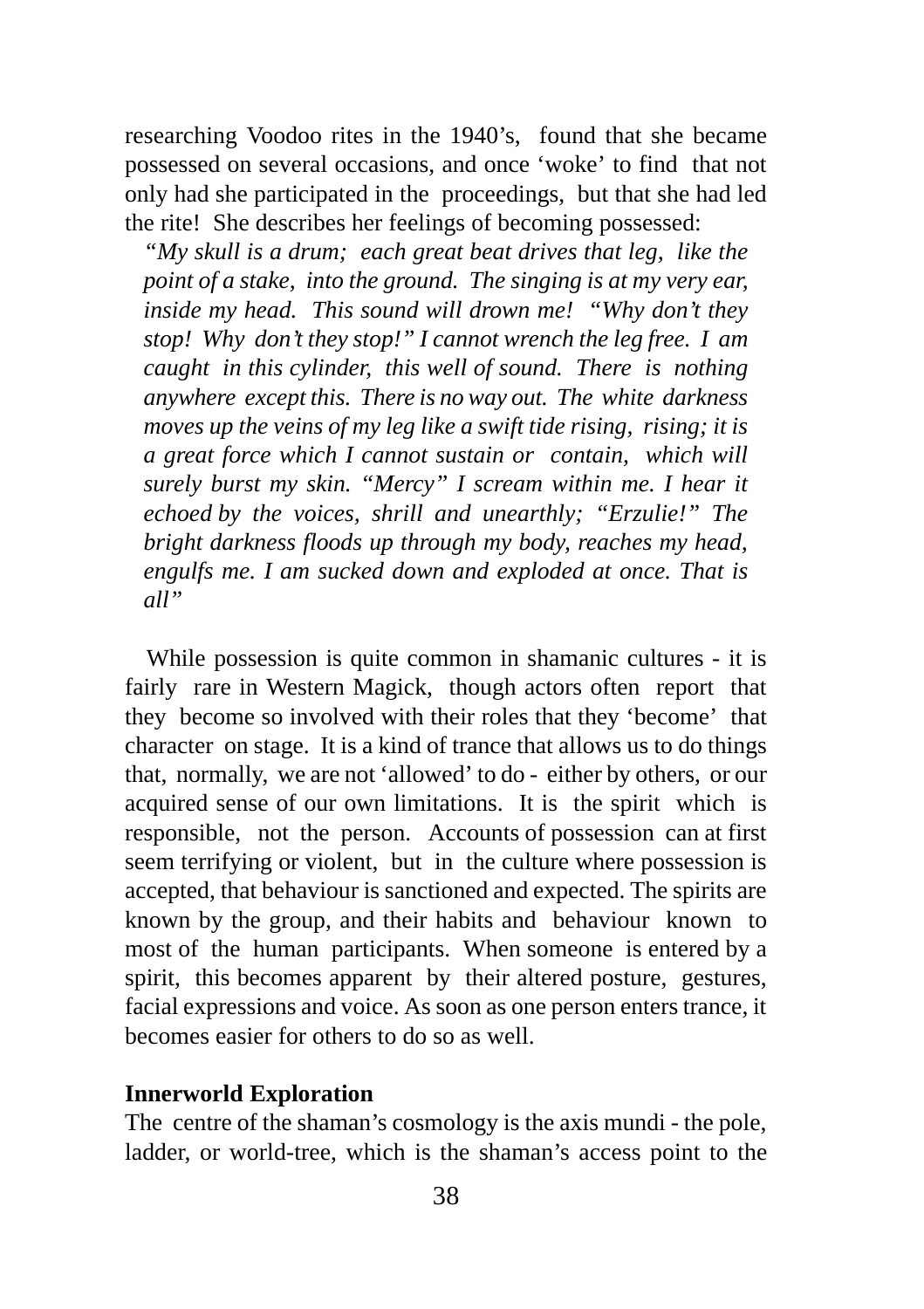researching Voodoo rites in the 1940's, found that she became possessed on several occasions, and once 'woke' to find that not only had she participated in the proceedings, but that she had led the rite! She describes her feelings of becoming possessed:

> *"My skull is a drum; each great beat drives that leg, like the point of a stake, into the ground. The singing is at my very ear, inside my head. This sound will drown me! "Why don't they stop! Why don't they stop!" I cannot wrench the leg free. I am caught in this cylinder, this well of sound. There is nothing anywhere except this. There is no way out. The white darkness moves up the veins of my leg like a swift tide rising, rising; it is a great force which I cannot sustain or contain, which will surely burst my skin. "Mercy" I scream within me. I hear it echoed by the voices, shrill and unearthly; "Erzulie!" The bright darkness floods up through my body, reaches my head, engulfs me. I am sucked down and exploded at once. That is all"*

While possession is quite common in shamanic cultures - it is fairly rare in Western Magick, though actors often report that they become so involved with their roles that they 'become' that character on stage. It is a kind of trance that allows us to do things that, normally, we are not 'allowed' to do - either by others, or our acquired sense of our own limitations. It is the spirit which is responsible, not the person. Accounts of possession can at first seem terrifying or violent, but in the culture where possession is accepted, that behaviour is sanctioned and expected. The spirits are known by the group, and their habits and behaviour known to most of the human participants. When someone is entered by a spirit, this becomes apparent by their altered posture, gestures, facial expressions and voice. As soon as one person enters trance, it becomes easier for others to do so as well.

**Innerworld Exploration**

The centre of the shaman's cosmology is the axis mundi - the pole, ladder, or world-tree, which is the shaman's access point to the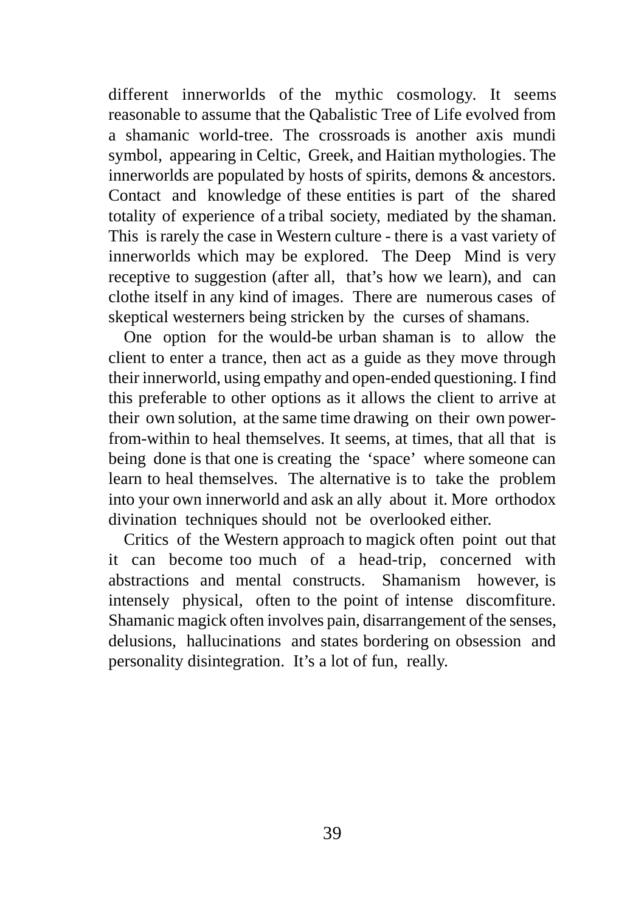different innerworlds of the mythic cosmology. It seems reasonable to assume that the Qabalistic Tree of Life evolved from a shamanic world-tree. The crossroads is another axis mundi symbol, appearing in Celtic, Greek, and Haitian mythologies. The innerworlds are populated by hosts of spirits, demons & ancestors. Contact and knowledge of these entities is part of the shared totality of experience of a tribal society, mediated by the shaman. This is rarely the case in Western culture - there is a vast variety of innerworlds which may be explored. The Deep Mind is very receptive to suggestion (after all, that's how we learn), and can clothe itself in any kind of images. There are numerous cases of skeptical westerners being stricken by the curses of shamans.

One option for the would-be urban shaman is to allow the client to enter a trance, then act as a guide as they move through their innerworld, using empathy and open-ended questioning. I find this preferable to other options as it allows the client to arrive at their own solution, at the same time drawing on their own power-from-within to heal themselves. It seems, at times, that all that is being done is that one is creating the 'space' where someone can learn to heal themselves. The alternative is to take the problem into your own innerworld and ask an ally about it. More orthodox divination techniques should not be overlooked either.

Critics of the Western approach to magick often point out that it can become too much of a head-trip, concerned with abstractions and mental constructs. Shamanism however, is intensely physical, often to the point of intense discomfiture. Shamanic magick often involves pain, disarrangement of the senses, delusions, hallucinations and states bordering on obsession and personality disintegration. It's a lot of fun, really.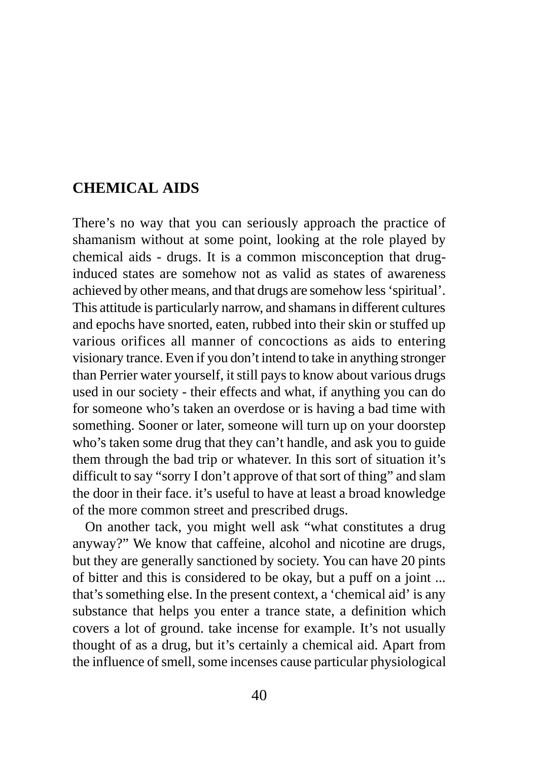## CHEMICAL AIDS

There's no way that you can seriously approach the practice of shamanism without at some point, looking at the role played by chemical aids - drugs. It is a common misconception that drug-induced states are somehow not as valid as states of awareness achieved by other means, and that drugs are somehow less 'spiritual'. This attitude is particularly narrow, and shamans in different cultures and epochs have snorted, eaten, rubbed into their skin or stuffed up various orifices all manner of concoctions as aids to entering visionary trance. Even if you don't intend to take in anything stronger than Perrier water yourself, it still pays to know about various drugs used in our society - their effects and what, if anything you can do for someone who's taken an overdose or is having a bad time with something. Sooner or later, someone will turn up on your doorstep who's taken some drug that they can't handle, and ask you to guide them through the bad trip or whatever. In this sort of situation it's difficult to say "sorry I don't approve of that sort of thing" and slam the door in their face. it's useful to have at least a broad knowledge of the more common street and prescribed drugs.

On another tack, you might well ask "what constitutes a drug anyway?" We know that caffeine, alcohol and nicotine are drugs, but they are generally sanctioned by society. You can have 20 pints of bitter and this is considered to be okay, but a puff on a joint ... that's something else. In the present context, a 'chemical aid' is any substance that helps you enter a trance state, a definition which covers a lot of ground. take incense for example. It's not usually thought of as a drug, but it's certainly a chemical aid. Apart from the influence of smell, some incenses cause particular physiological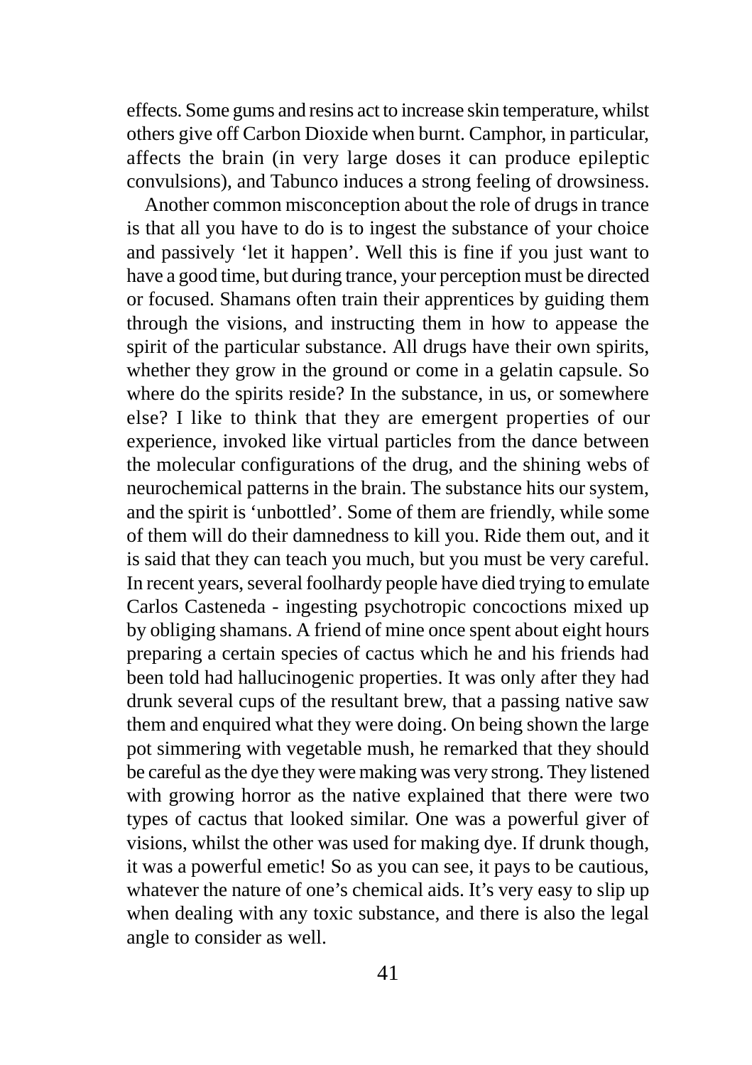effects. Some gums and resins act to increase skin temperature, whilst others give off Carbon Dioxide when burnt. Camphor, in particular, affects the brain (in very large doses it can produce epileptic convulsions), and Tabunco induces a strong feeling of drowsiness.

Another common misconception about the role of drugs in trance is that all you have to do is to ingest the substance of your choice and passively 'let it happen'. Well this is fine if you just want to have a good time, but during trance, your perception must be directed or focused. Shamans often train their apprentices by guiding them through the visions, and instructing them in how to appease the spirit of the particular substance. All drugs have their own spirits, whether they grow in the ground or come in a gelatin capsule. So where do the spirits reside? In the substance, in us, or somewhere else? I like to think that they are emergent properties of our experience, invoked like virtual particles from the dance between the molecular configurations of the drug, and the shining webs of neurochemical patterns in the brain. The substance hits our system, and the spirit is 'unbottled'. Some of them are friendly, while some of them will do their damnedness to kill you. Ride them out, and it is said that they can teach you much, but you must be very careful. In recent years, several foolhardy people have died trying to emulate Carlos Casteneda - ingesting psychotropic concoctions mixed up by obliging shamans. A friend of mine once spent about eight hours preparing a certain species of cactus which he and his friends had been told had hallucinogenic properties. It was only after they had drunk several cups of the resultant brew, that a passing native saw them and enquired what they were doing. On being shown the large pot simmering with vegetable mush, he remarked that they should be careful as the dye they were making was very strong. They listened with growing horror as the native explained that there were two types of cactus that looked similar. One was a powerful giver of visions, whilst the other was used for making dye. If drunk though, it was a powerful emetic! So as you can see, it pays to be cautious, whatever the nature of one's chemical aids. It's very easy to slip up when dealing with any toxic substance, and there is also the legal angle to consider as well.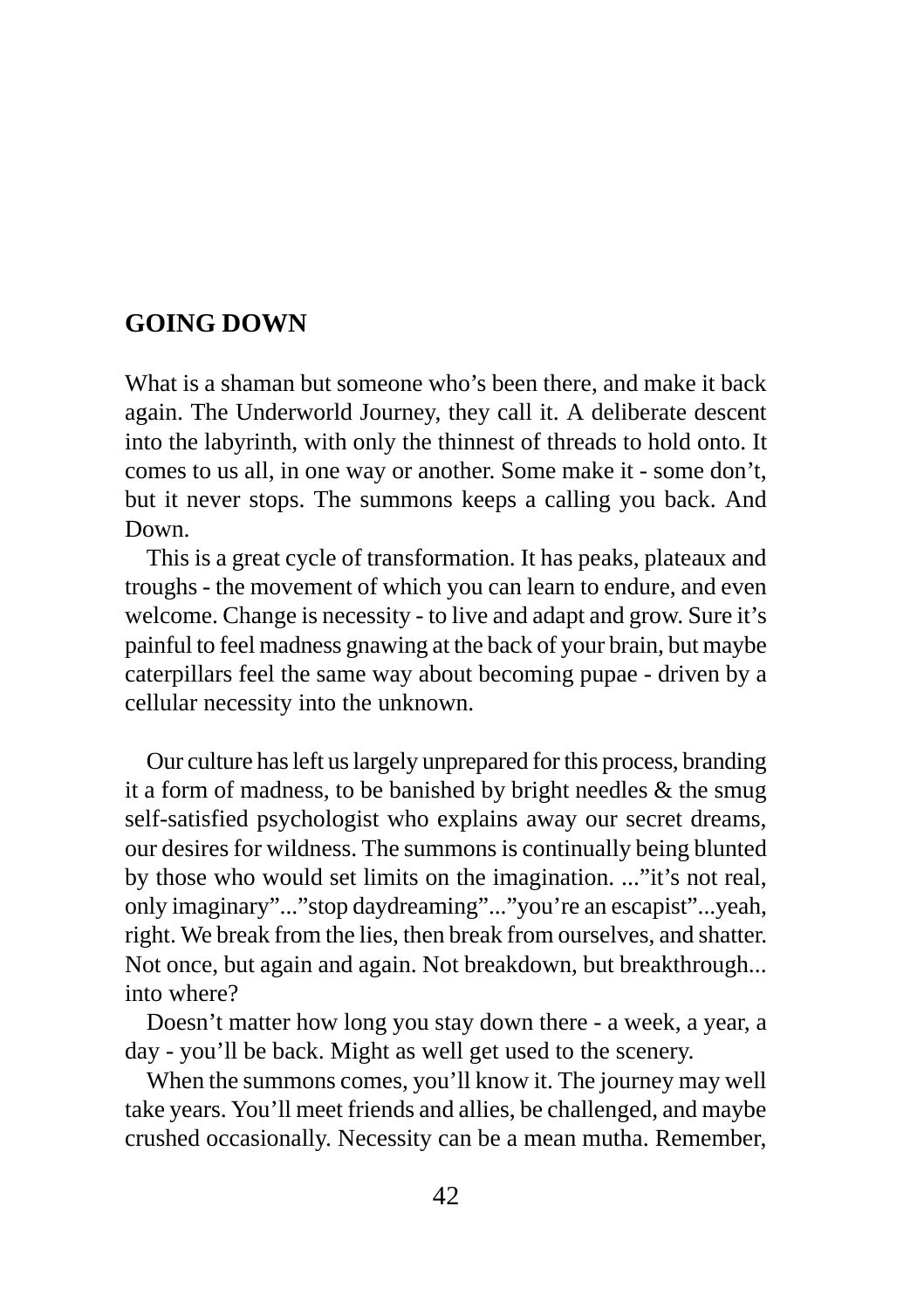## GOING DOWN

What is a shaman but someone who's been there, and make it back again. The Underworld Journey, they call it. A deliberate descent into the labyrinth, with only the thinnest of threads to hold onto. It comes to us all, in one way or another. Some make it - some don't, but it never stops. The summons keeps a calling you back. And Down.

This is a great cycle of transformation. It has peaks, plateaux and troughs - the movement of which you can learn to endure, and even welcome. Change is necessity - to live and adapt and grow. Sure it's painful to feel madness gnawing at the back of your brain, but maybe caterpillars feel the same way about becoming pupae - driven by a cellular necessity into the unknown.

Our culture has left us largely unprepared for this process, branding it a form of madness, to be banished by bright needles & the smug self-satisfied psychologist who explains away our secret dreams, our desires for wildness. The summons is continually being blunted by those who would set limits on the imagination. ..."it's not real, only imaginary"..."stop daydreaming"..."you're an escapist"...yeah, right. We break from the lies, then break from ourselves, and shatter. Not once, but again and again. Not breakdown, but breakthrough... into where?

Doesn't matter how long you stay down there - a week, a year, a day - you'll be back. Might as well get used to the scenery.

When the summons comes, you'll know it. The journey may well take years. You'll meet friends and allies, be challenged, and maybe crushed occasionally. Necessity can be a mean mutha. Remember,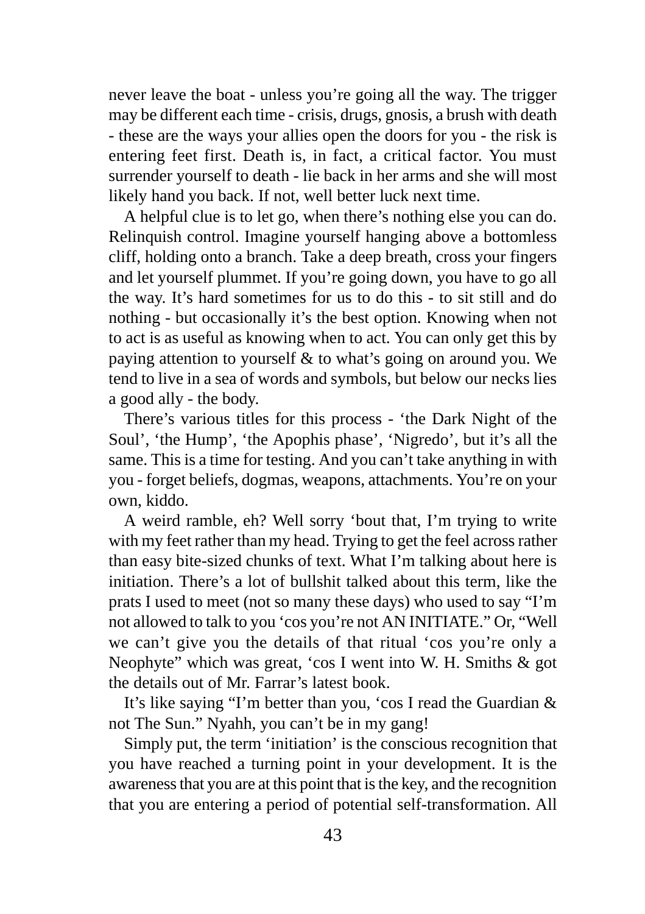never leave the boat - unless you're going all the way. The trigger may be different each time - crisis, drugs, gnosis, a brush with death - these are the ways your allies open the doors for you - the risk is entering feet first. Death is, in fact, a critical factor. You must surrender yourself to death - lie back in her arms and she will most likely hand you back. If not, well better luck next time.

A helpful clue is to let go, when there's nothing else you can do. Relinquish control. Imagine yourself hanging above a bottomless cliff, holding onto a branch. Take a deep breath, cross your fingers and let yourself plummet. If you're going down, you have to go all the way. It's hard sometimes for us to do this - to sit still and do nothing - but occasionally it's the best option. Knowing when not to act is as useful as knowing when to act. You can only get this by paying attention to yourself & to what's going on around you. We tend to live in a sea of words and symbols, but below our necks lies a good ally - the body.

There's various titles for this process - 'the Dark Night of the Soul', 'the Hump', 'the Apophis phase', 'Nigredo', but it's all the same. This is a time for testing. And you can't take anything in with you - forget beliefs, dogmas, weapons, attachments. You're on your own, kiddo.

A weird ramble, eh? Well sorry 'bout that, I'm trying to write with my feet rather than my head. Trying to get the feel across rather than easy bite-sized chunks of text. What I'm talking about here is initiation. There's a lot of bullshit talked about this term, like the prats I used to meet (not so many these days) who used to say "I'm not allowed to talk to you 'cos you're not AN INITIATE." Or, "Well we can't give you the details of that ritual 'cos you're only a Neophyte" which was great, 'cos I went into W. H. Smiths & got the details out of Mr. Farrar's latest book.

It's like saying "I'm better than you, 'cos I read the Guardian & not The Sun." Nyahh, you can't be in my gang!

Simply put, the term 'initiation' is the conscious recognition that you have reached a turning point in your development. It is the awareness that you are at this point that is the key, and the recognition that you are entering a period of potential self-transformation. All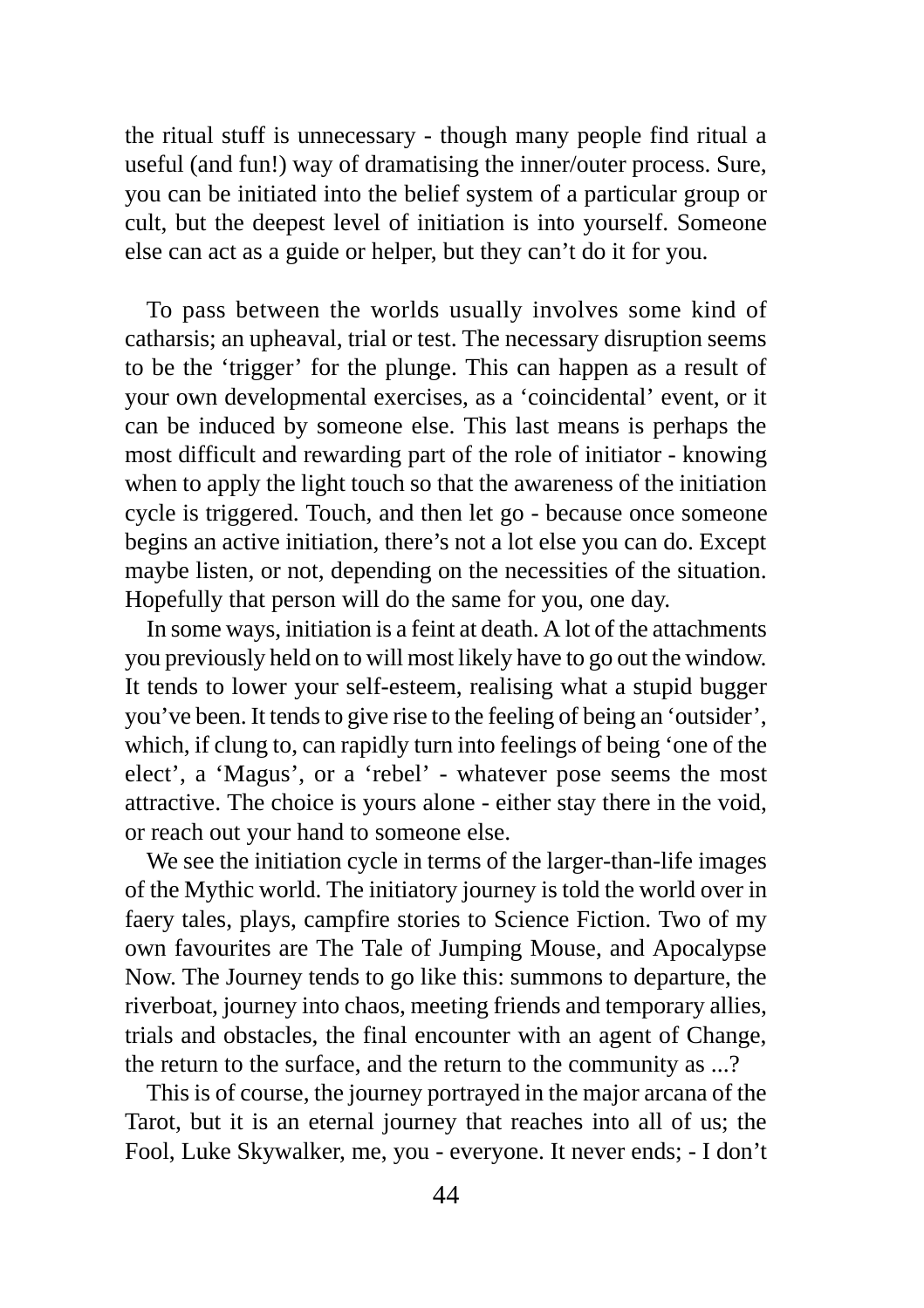the ritual stuff is unnecessary - though many people find ritual a useful (and fun!) way of dramatising the inner/outer process. Sure, you can be initiated into the belief system of a particular group or cult, but the deepest level of initiation is into yourself. Someone else can act as a guide or helper, but they can't do it for you.

To pass between the worlds usually involves some kind of catharsis; an upheaval, trial or test. The necessary disruption seems to be the 'trigger' for the plunge. This can happen as a result of your own developmental exercises, as a 'coincidental' event, or it can be induced by someone else. This last means is perhaps the most difficult and rewarding part of the role of initiator - knowing when to apply the light touch so that the awareness of the initiation cycle is triggered. Touch, and then let go - because once someone begins an active initiation, there's not a lot else you can do. Except maybe listen, or not, depending on the necessities of the situation. Hopefully that person will do the same for you, one day.

In some ways, initiation is a feint at death. A lot of the attachments you previously held on to will most likely have to go out the window. It tends to lower your self-esteem, realising what a stupid bugger you've been. It tends to give rise to the feeling of being an 'outsider', which, if clung to, can rapidly turn into feelings of being 'one of the elect', a 'Magus', or a 'rebel' - whatever pose seems the most attractive. The choice is yours alone - either stay there in the void, or reach out your hand to someone else.

We see the initiation cycle in terms of the larger-than-life images of the Mythic world. The initiatory journey is told the world over in faery tales, plays, campfire stories to Science Fiction. Two of my own favourites are The Tale of Jumping Mouse, and Apocalypse Now. The Journey tends to go like this: summons to departure, the riverboat, journey into chaos, meeting friends and temporary allies, trials and obstacles, the final encounter with an agent of Change, the return to the surface, and the return to the community as ...?

This is of course, the journey portrayed in the major arcana of the Tarot, but it is an eternal journey that reaches into all of us; the Fool, Luke Skywalker, me, you - everyone. It never ends; - I don't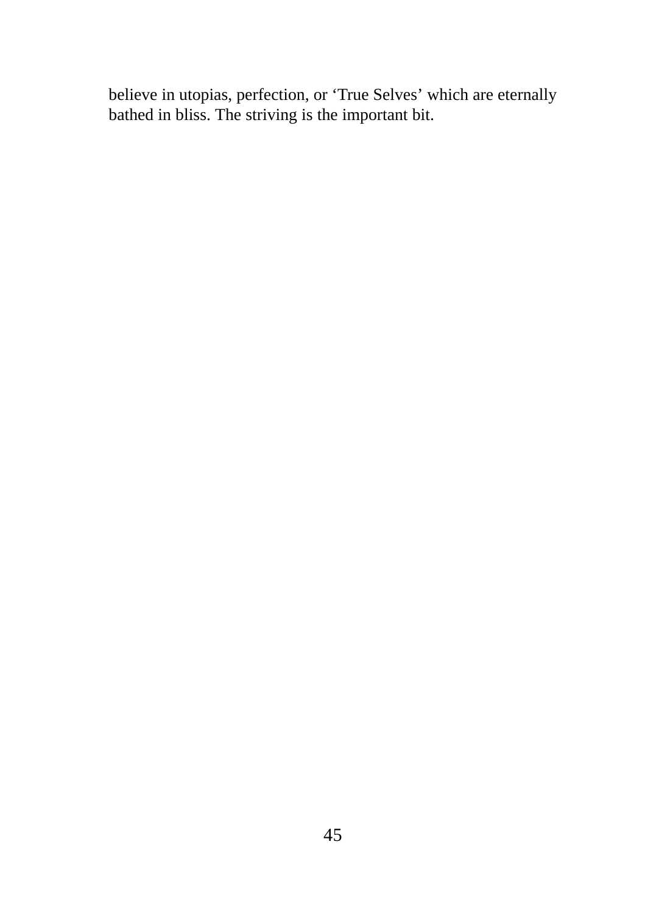believe in utopias, perfection, or ‘True Selves’ which are eternally bathed in bliss. The striving is the important bit.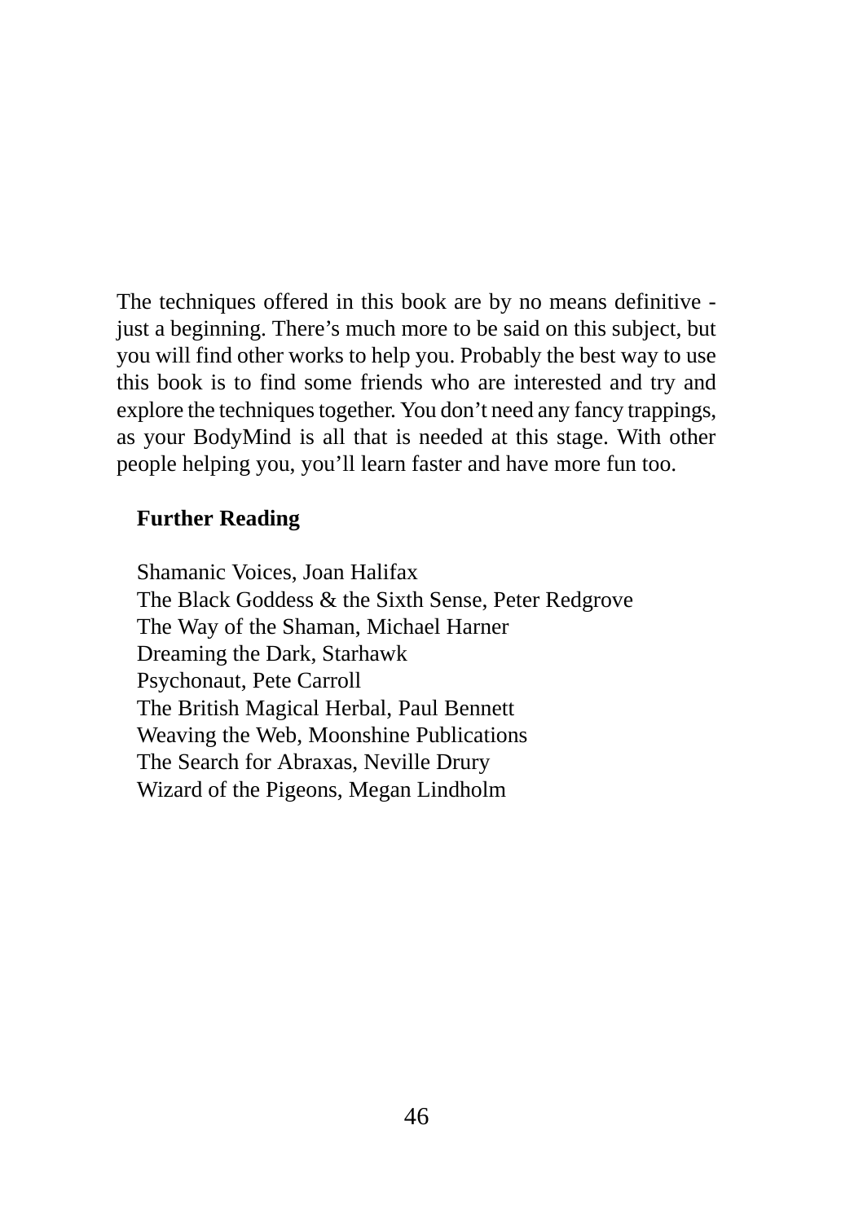The techniques offered in this book are by no means definitive - just a beginning. There's much more to be said on this subject, but you will find other works to help you. Probably the best way to use this book is to find some friends who are interested and try and explore the techniques together. You don't need any fancy trappings, as your BodyMind is all that is needed at this stage. With other people helping you, you'll learn faster and have more fun too.

**Further Reading**

Shamanic Voices, Joan Halifax
The Black Goddess & the Sixth Sense, Peter Redgrove
The Way of the Shaman, Michael Harner
Dreaming the Dark, Starhawk
Psychonaut, Pete Carroll
The British Magical Herbal, Paul Bennett
Weaving the Web, Moonshine Publications
The Search for Abraxas, Neville Drury
Wizard of the Pigeons, Megan Lindholm